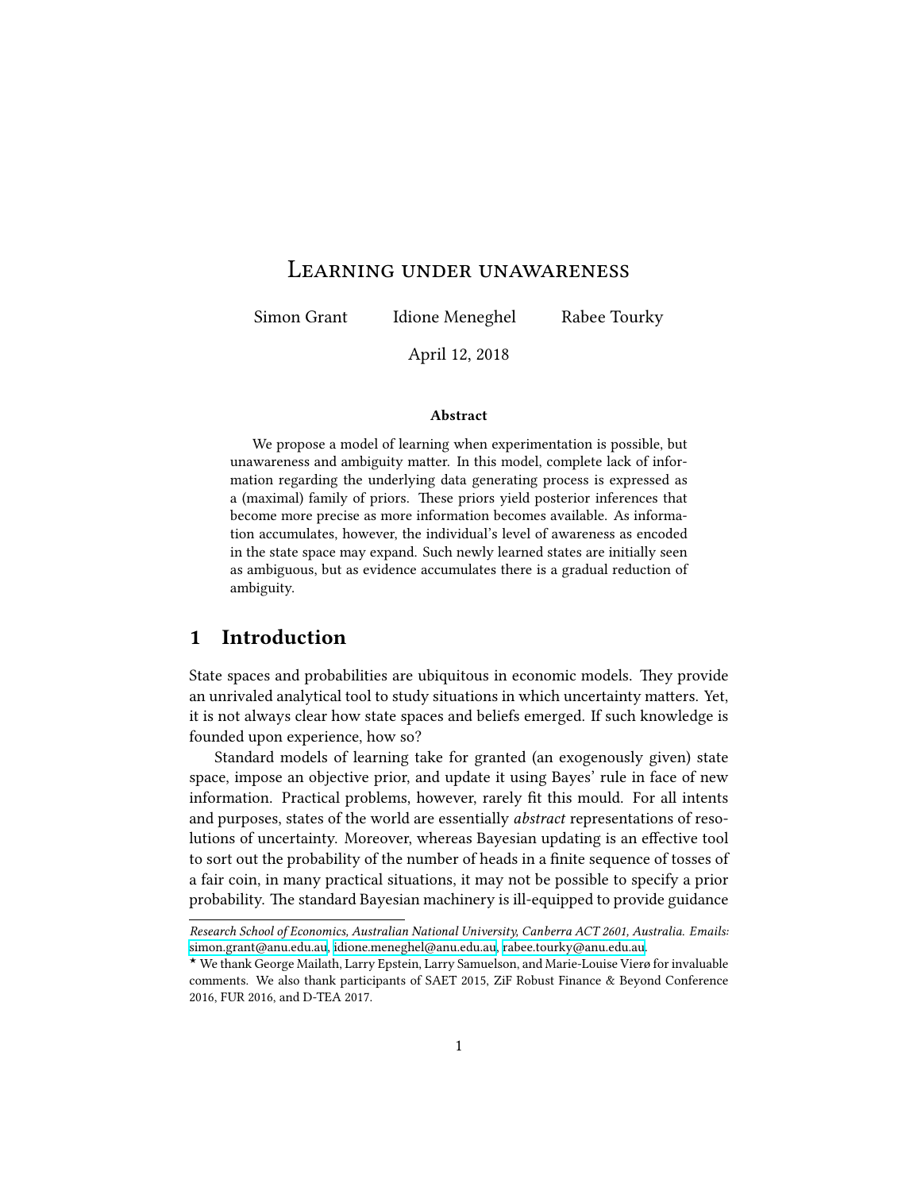# Learning under unawareness

Simon Grant  Idione Meneghel  Rabee Tourky

April 12, 2018

### Abstract

We propose a model of learning when experimentation is possible, but unawareness and ambiguity matter. In this model, complete lack of information regarding the underlying data generating process is expressed as a (maximal) family of priors. These priors yield posterior inferences that become more precise as more information becomes available. As information accumulates, however, the individual's level of awareness as encoded in the state space may expand. Such newly learned states are initially seen as ambiguous, but as evidence accumulates there is a gradual reduction of ambiguity.

## 1 Introduction

State spaces and probabilities are ubiquitous in economic models. They provide an unrivaled analytical tool to study situations in which uncertainty matters. Yet, it is not always clear how state spaces and beliefs emerged. If such knowledge is founded upon experience, how so?

Standard models of learning take for granted (an exogenously given) state space, impose an objective prior, and update it using Bayes' rule in face of new information. Practical problems, however, rarely fit this mould. For all intents and purposes, states of the world are essentially *abstract* representations of resolutions of uncertainty. Moreover, whereas Bayesian updating is an effective tool to sort out the probability of the number of heads in a finite sequence of tosses of a fair coin, in many practical situations, it may not be possible to specify a prior probability. The standard Bayesian machinery is ill-equipped to provide guidance

---

*Research School of Economics, Australian National University, Canberra ACT 2601, Australia. Emails: simon.grant@anu.edu.au, idione.meneghel@anu.edu.au, rabee.tourky@anu.edu.au.*

⋆ We thank George Mailath, Larry Epstein, Larry Samuelson, and Marie-Louise Vierø for invaluable comments. We also thank participants of SAET 2015, ZiF Robust Finance & Beyond Conference 2016, FUR 2016, and D-TEA 2017.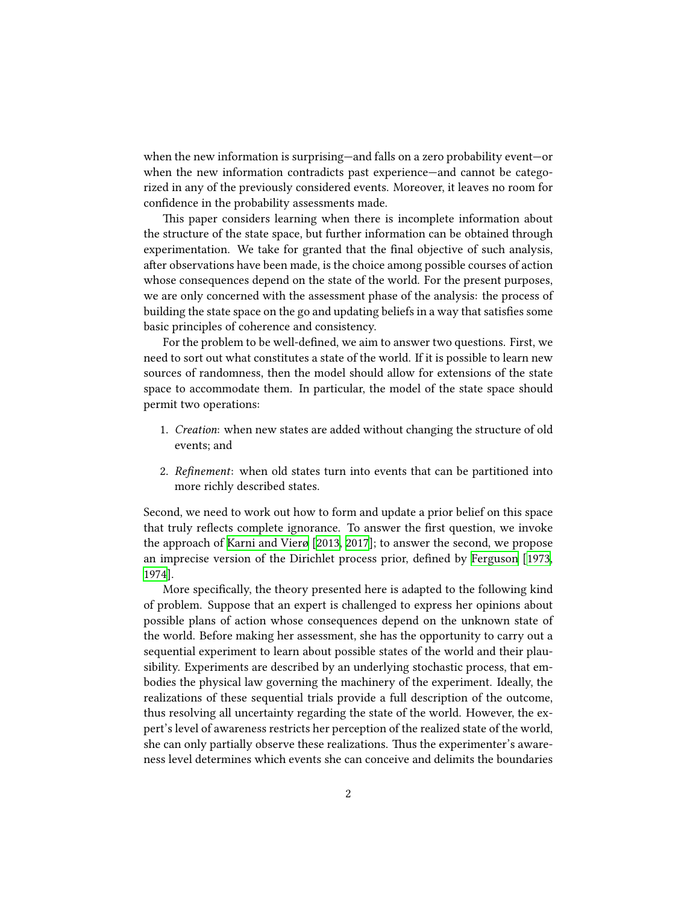when the new information is surprising—and falls on a zero probability event—or when the new information contradicts past experience—and cannot be categorized in any of the previously considered events. Moreover, it leaves no room for confidence in the probability assessments made.

This paper considers learning when there is incomplete information about the structure of the state space, but further information can be obtained through experimentation. We take for granted that the final objective of such analysis, after observations have been made, is the choice among possible courses of action whose consequences depend on the state of the world. For the present purposes, we are only concerned with the assessment phase of the analysis: the process of building the state space on the go and updating beliefs in a way that satisfies some basic principles of coherence and consistency.

For the problem to be well-defined, we aim to answer two questions. First, we need to sort out what constitutes a state of the world. If it is possible to learn new sources of randomness, then the model should allow for extensions of the state space to accommodate them. In particular, the model of the state space should permit two operations:

1. *Creation*: when new states are added without changing the structure of old events; and

2. *Refinement*: when old states turn into events that can be partitioned into more richly described states.

Second, we need to work out how to form and update a prior belief on this space that truly reflects complete ignorance. To answer the first question, we invoke the approach of Karni and Vierø [2013, 2017]; to answer the second, we propose an imprecise version of the Dirichlet process prior, defined by Ferguson [1973, 1974].

More specifically, the theory presented here is adapted to the following kind of problem. Suppose that an expert is challenged to express her opinions about possible plans of action whose consequences depend on the unknown state of the world. Before making her assessment, she has the opportunity to carry out a sequential experiment to learn about possible states of the world and their plausibility. Experiments are described by an underlying stochastic process, that embodies the physical law governing the machinery of the experiment. Ideally, the realizations of these sequential trials provide a full description of the outcome, thus resolving all uncertainty regarding the state of the world. However, the expert's level of awareness restricts her perception of the realized state of the world, she can only partially observe these realizations. Thus the experimenter's awareness level determines which events she can conceive and delimits the boundaries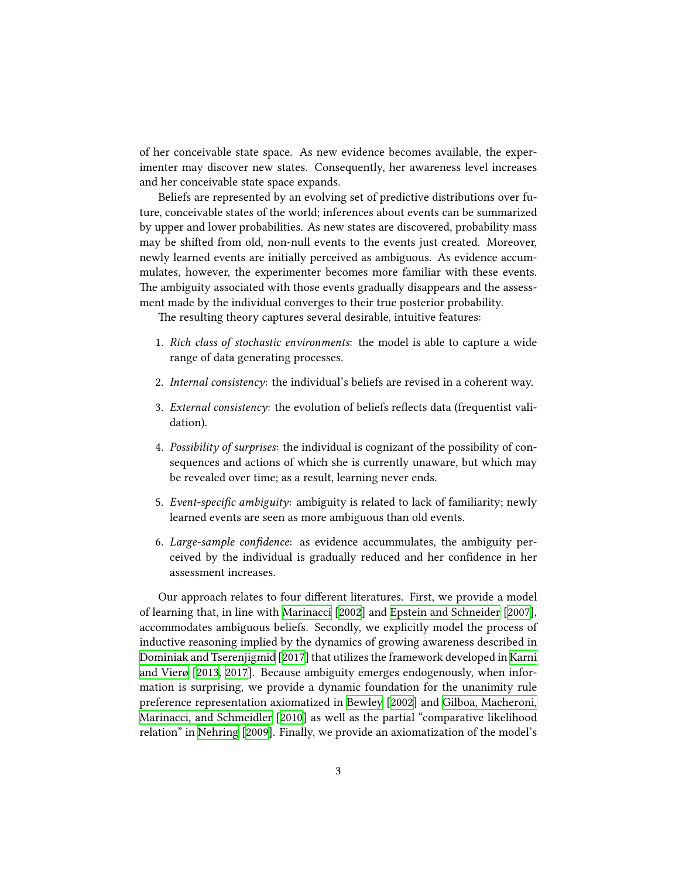of her conceivable state space. As new evidence becomes available, the experimenter may discover new states. Consequently, her awareness level increases and her conceivable state space expands.

Beliefs are represented by an evolving set of predictive distributions over future, conceivable states of the world; inferences about events can be summarized by upper and lower probabilities. As new states are discovered, probability mass may be shifted from old, non-null events to the events just created. Moreover, newly learned events are initially perceived as ambiguous. As evidence accumulates, however, the experimenter becomes more familiar with these events. The ambiguity associated with those events gradually disappears and the assessment made by the individual converges to their true posterior probability.

The resulting theory captures several desirable, intuitive features:

1. *Rich class of stochastic environments*: the model is able to capture a wide range of data generating processes.

2. *Internal consistency*: the individual's beliefs are revised in a coherent way.

3. *External consistency*: the evolution of beliefs reflects data (frequentist validation).

4. *Possibility of surprises*: the individual is cognizant of the possibility of consequences and actions of which she is currently unaware, but which may be revealed over time; as a result, learning never ends.

5. *Event-specific ambiguity*: ambiguity is related to lack of familiarity; newly learned events are seen as more ambiguous than old events.

6. *Large-sample confidence*: as evidence accummulates, the ambiguity perceived by the individual is gradually reduced and her confidence in her assessment increases.

Our approach relates to four different literatures. First, we provide a model of learning that, in line with Marinacci [2002] and Epstein and Schneider [2007], accommodates ambiguous beliefs. Secondly, we explicitly model the process of inductive reasoning implied by the dynamics of growing awareness described in Dominiak and Tserenjigmid [2017] that utilizes the framework developed in Karni and Vierø [2013, 2017]. Because ambiguity emerges endogenously, when information is surprising, we provide a dynamic foundation for the unanimity rule preference representation axiomatized in Bewley [2002] and Gilboa, Macheroni, Marinacci, and Schmeidler [2010] as well as the partial "comparative likelihood relation" in Nehring [2009]. Finally, we provide an axiomatization of the model's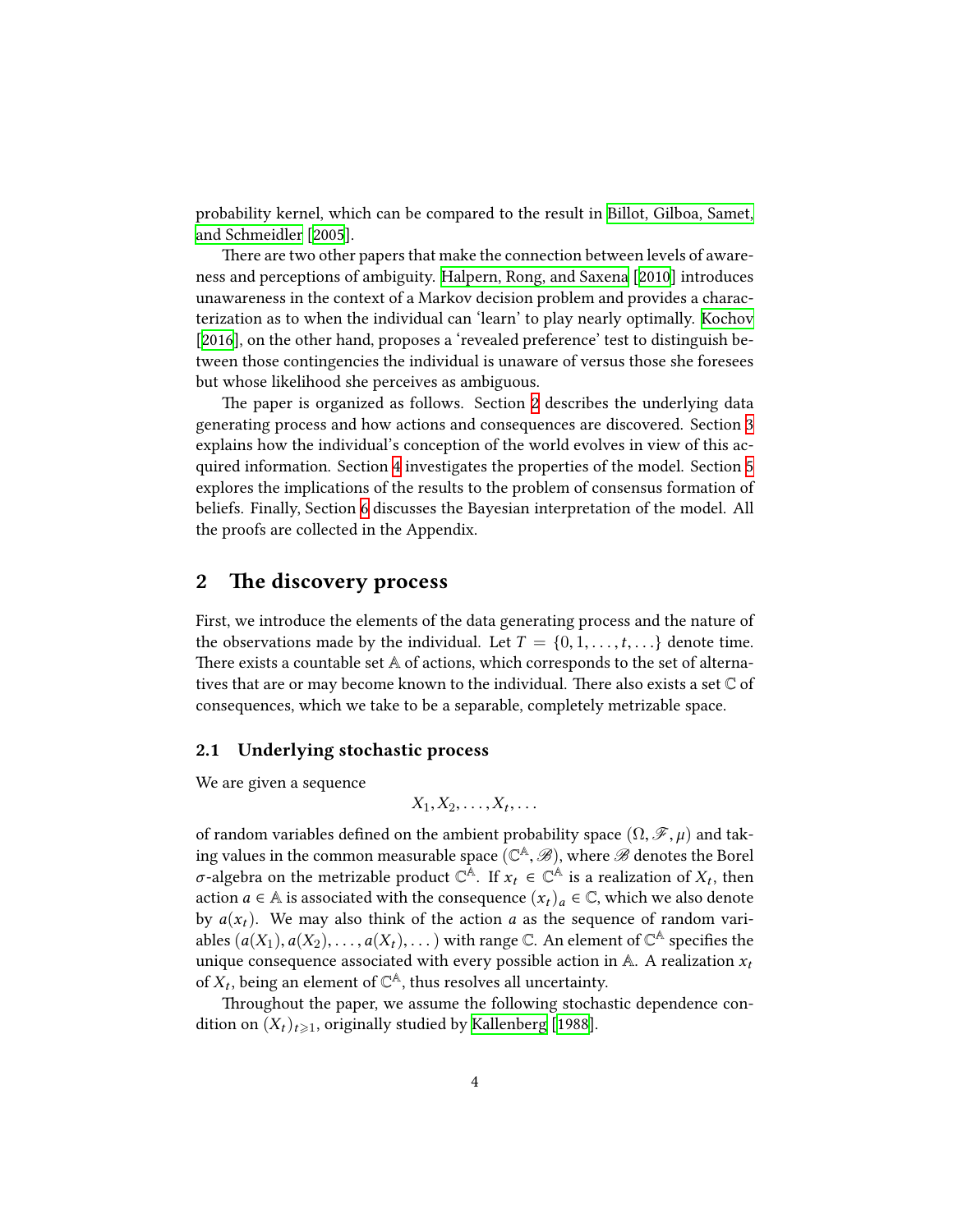probability kernel, which can be compared to the result in Billot, Gilboa, Samet, and Schmeidler [2005].

There are two other papers that make the connection between levels of awareness and perceptions of ambiguity. Halpern, Rong, and Saxena [2010] introduces unawareness in the context of a Markov decision problem and provides a characterization as to when the individual can 'learn' to play nearly optimally. Kochov [2016], on the other hand, proposes a 'revealed preference' test to distinguish between those contingencies the individual is unaware of versus those she foresees but whose likelihood she perceives as ambiguous.

The paper is organized as follows. Section 2 describes the underlying data generating process and how actions and consequences are discovered. Section 3 explains how the individual's conception of the world evolves in view of this acquired information. Section 4 investigates the properties of the model. Section 5 explores the implications of the results to the problem of consensus formation of beliefs. Finally, Section 6 discusses the Bayesian interpretation of the model. All the proofs are collected in the Appendix.

## 2 The discovery process

First, we introduce the elements of the data generating process and the nature of the observations made by the individual. Let $T = \{0, 1, \ldots, t, \ldots\}$ denote time. There exists a countable set $\mathbb{A}$ of actions, which corresponds to the set of alternatives that are or may become known to the individual. There also exists a set $\mathbb{C}$ of consequences, which we take to be a separable, completely metrizable space.

### 2.1 Underlying stochastic process

We are given a sequence

$$X_1, X_2, \ldots, X_t, \ldots$$

of random variables defined on the ambient probability space $(\Omega, \mathscr{F}, \mu)$ and taking values in the common measurable space $(\mathbb{C}^{\mathbb{A}}, \mathscr{B})$, where $\mathscr{B}$ denotes the Borel $\sigma$-algebra on the metrizable product $\mathbb{C}^{\mathbb{A}}$. If $x_t \in \mathbb{C}^{\mathbb{A}}$ is a realization of $X_t$, then action $a \in \mathbb{A}$ is associated with the consequence $(x_t)_a \in \mathbb{C}$, which we also denote by $a(x_t)$. We may also think of the action $a$ as the sequence of random variables $(a(X_1), a(X_2), \ldots, a(X_t), \ldots)$ with range $\mathbb{C}$. An element of $\mathbb{C}^{\mathbb{A}}$ specifies the unique consequence associated with every possible action in $\mathbb{A}$. A realization $x_t$ of $X_t$, being an element of $\mathbb{C}^{\mathbb{A}}$, thus resolves all uncertainty.

Throughout the paper, we assume the following stochastic dependence condition on $(X_t)_{t \geqslant 1}$, originally studied by Kallenberg [1988].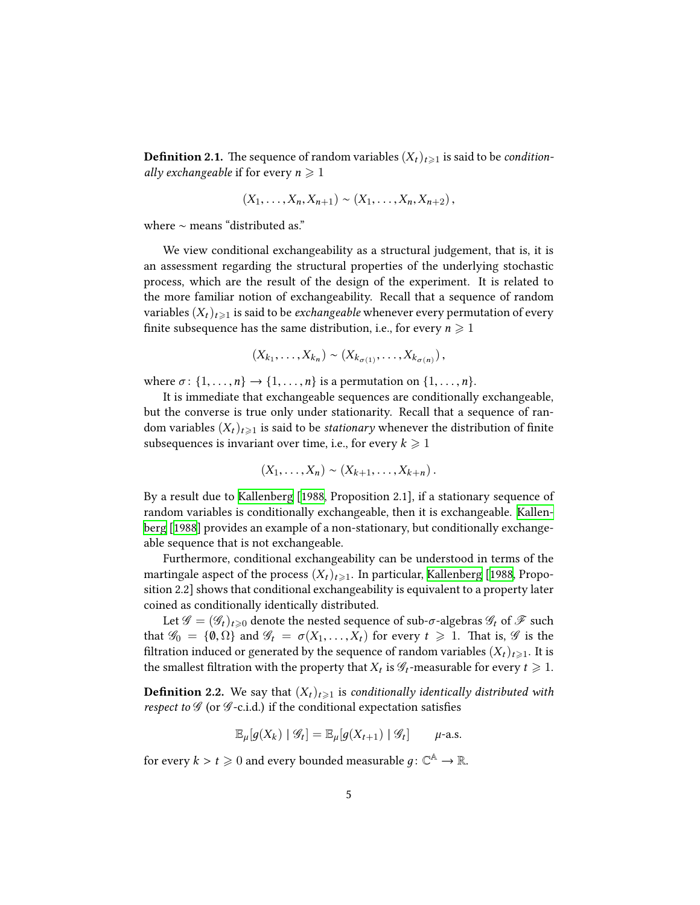**Definition 2.1.** The sequence of random variables $(X_t)_{t \geqslant 1}$ is said to be *conditionally exchangeable* if for every $n \geqslant 1$

$$(X_1, \dots, X_n, X_{n+1}) \sim (X_1, \dots, X_n, X_{n+2}),$$

where $\sim$ means "distributed as."

We view conditional exchangeability as a structural judgement, that is, it is an assessment regarding the structural properties of the underlying stochastic process, which are the result of the design of the experiment. It is related to the more familiar notion of exchangeability. Recall that a sequence of random variables $(X_t)_{t \geqslant 1}$ is said to be *exchangeable* whenever every permutation of every finite subsequence has the same distribution, i.e., for every $n \geqslant 1$

$$(X_{k_1}, \dots, X_{k_n}) \sim (X_{k_{\sigma(1)}}, \dots, X_{k_{\sigma(n)}}),$$

where $\sigma \colon \{1, \dots, n\} \to \{1, \dots, n\}$ is a permutation on $\{1, \dots, n\}$.

It is immediate that exchangeable sequences are conditionally exchangeable, but the converse is true only under stationarity. Recall that a sequence of random variables $(X_t)_{t \geqslant 1}$ is said to be *stationary* whenever the distribution of finite subsequences is invariant over time, i.e., for every $k \geqslant 1$

$$(X_1, \dots, X_n) \sim (X_{k+1}, \dots, X_{k+n}).$$

By a result due to Kallenberg [1988, Proposition 2.1], if a stationary sequence of random variables is conditionally exchangeable, then it is exchangeable. Kallenberg [1988] provides an example of a non-stationary, but conditionally exchangeable sequence that is not exchangeable.

Furthermore, conditional exchangeability can be understood in terms of the martingale aspect of the process $(X_t)_{t \geqslant 1}$. In particular, Kallenberg [1988, Proposition 2.2] shows that conditional exchangeability is equivalent to a property later coined as conditionally identically distributed.

Let $\mathscr{G} = (\mathscr{G}_t)_{t \geqslant 0}$ denote the nested sequence of sub-$\sigma$-algebras $\mathscr{G}_t$ of $\mathscr{F}$ such that $\mathscr{G}_0 = \{\emptyset, \Omega\}$ and $\mathscr{G}_t = \sigma(X_1, \dots, X_t)$ for every $t \geqslant 1$. That is, $\mathscr{G}$ is the filtration induced or generated by the sequence of random variables $(X_t)_{t \geqslant 1}$. It is the smallest filtration with the property that $X_t$ is $\mathscr{G}_t$-measurable for every $t \geqslant 1$.

**Definition 2.2.** We say that $(X_t)_{t \geqslant 1}$ is *conditionally identically distributed with respect to* $\mathscr{G}$ (or $\mathscr{G}$-c.i.d.) if the conditional expectation satisfies

$$\mathbb{E}_\mu[g(X_k) \mid \mathscr{G}_t] = \mathbb{E}_\mu[g(X_{t+1}) \mid \mathscr{G}_t] \qquad \mu\text{-a.s.}$$

for every $k > t \geqslant 0$ and every bounded measurable $g \colon \mathbb{C}^{\mathbb{A}} \to \mathbb{R}$.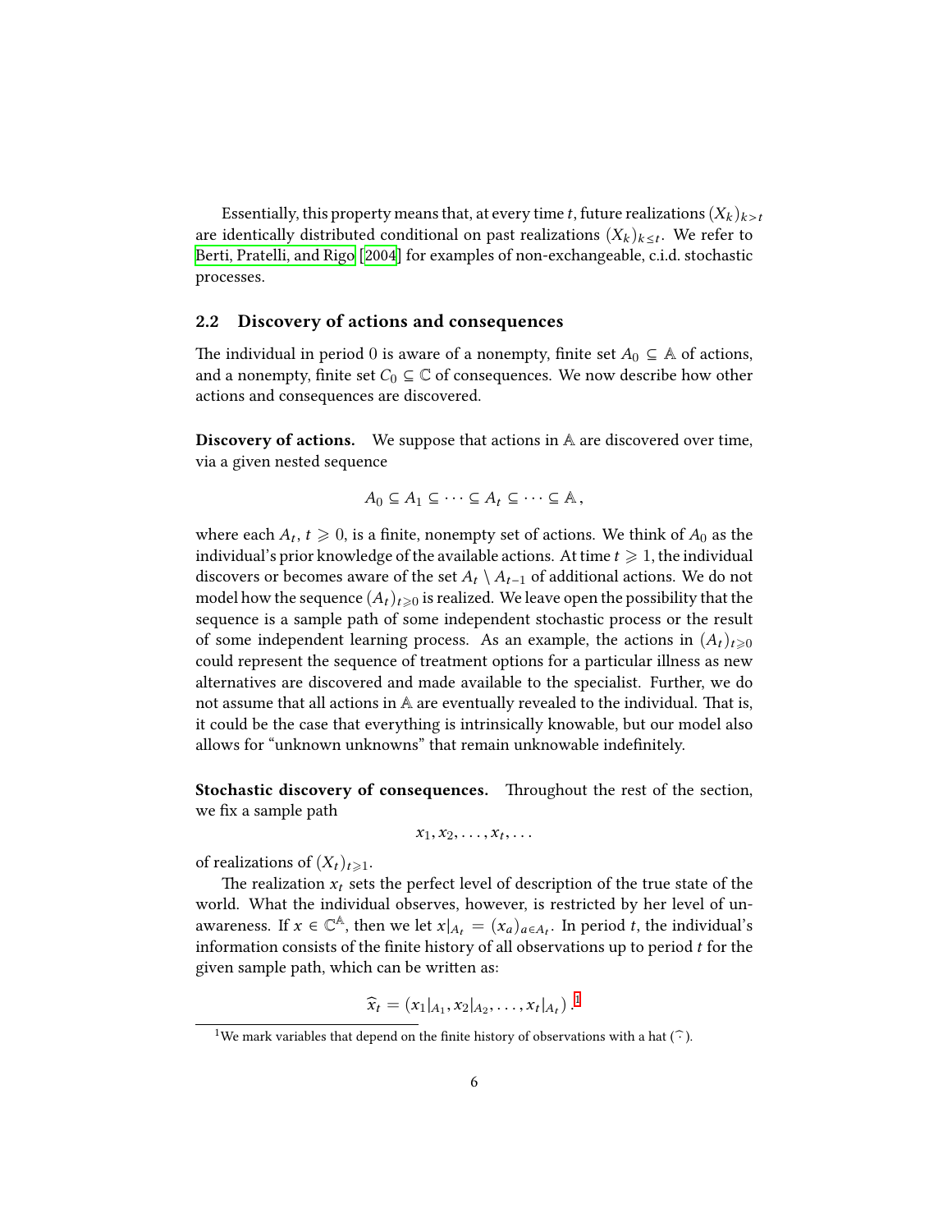Essentially, this property means that, at every time $t$, future realizations $(X_k)_{k>t}$ are identically distributed conditional on past realizations $(X_k)_{k \leq t}$. We refer to Berti, Pratelli, and Rigo [2004] for examples of non-exchangeable, c.i.d. stochastic processes.

## 2.2 Discovery of actions and consequences

The individual in period 0 is aware of a nonempty, finite set $A_0 \subseteq \mathbb{A}$ of actions, and a nonempty, finite set $C_0 \subseteq \mathbb{C}$ of consequences. We now describe how other actions and consequences are discovered.

**Discovery of actions.** We suppose that actions in $\mathbb{A}$ are discovered over time, via a given nested sequence

$$A_0 \subseteq A_1 \subseteq \cdots \subseteq A_t \subseteq \cdots \subseteq \mathbb{A},$$

where each $A_t$, $t \geqslant 0$, is a finite, nonempty set of actions. We think of $A_0$ as the individual's prior knowledge of the available actions. At time $t \geqslant 1$, the individual discovers or becomes aware of the set $A_t \setminus A_{t-1}$ of additional actions. We do not model how the sequence $(A_t)_{t \geqslant 0}$ is realized. We leave open the possibility that the sequence is a sample path of some independent stochastic process or the result of some independent learning process. As an example, the actions in $(A_t)_{t \geqslant 0}$ could represent the sequence of treatment options for a particular illness as new alternatives are discovered and made available to the specialist. Further, we do not assume that all actions in $\mathbb{A}$ are eventually revealed to the individual. That is, it could be the case that everything is intrinsically knowable, but our model also allows for "unknown unknowns" that remain unknowable indefinitely.

**Stochastic discovery of consequences.** Throughout the rest of the section, we fix a sample path

$$x_1, x_2, \ldots, x_t, \ldots$$

of realizations of $(X_t)_{t \geqslant 1}$.

The realization $x_t$ sets the perfect level of description of the true state of the world. What the individual observes, however, is restricted by her level of unawareness. If $x \in \mathbb{C}^{\mathbb{A}}$, then we let $x|_{A_t} = (x_a)_{a \in A_t}$. In period $t$, the individual's information consists of the finite history of all observations up to period $t$ for the given sample path, which can be written as:

$$\widehat{x}_t = (x_1|_{A_1}, x_2|_{A_2}, \ldots, x_t|_{A_t}).[1]$$

[1] We mark variables that depend on the finite history of observations with a hat ($\widehat{\cdot}$).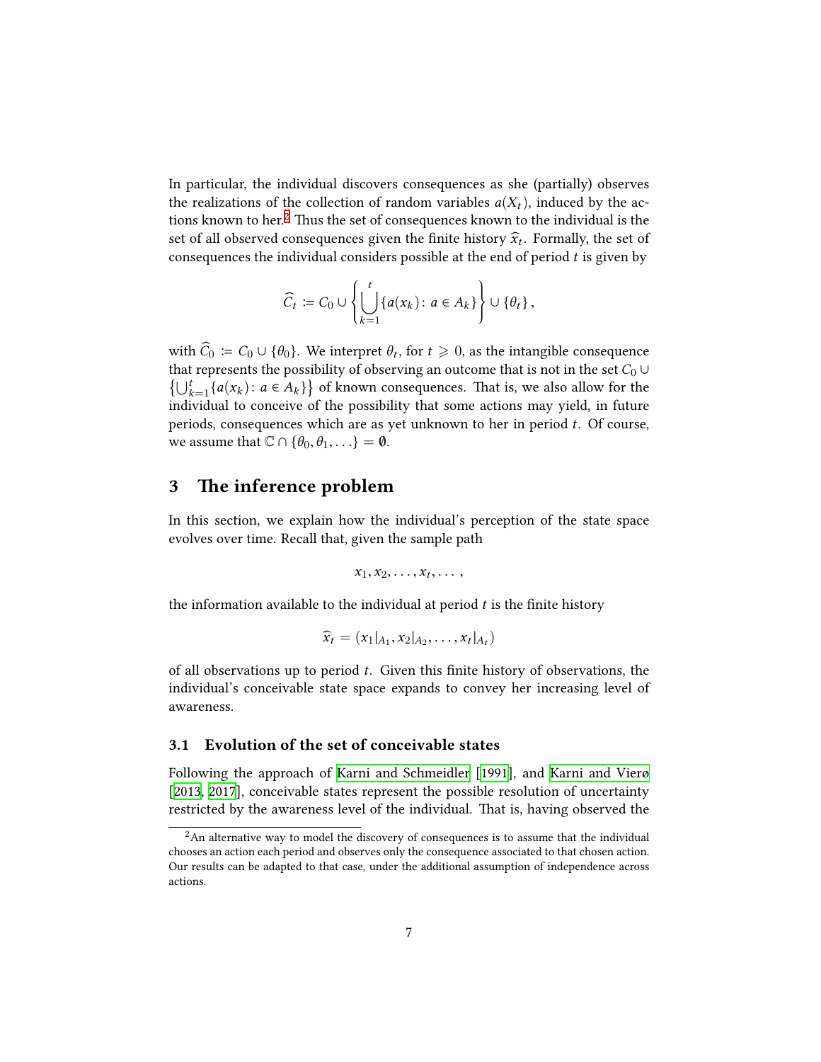In particular, the individual discovers consequences as she (partially) observes the realizations of the collection of random variables $a(X_t)$, induced by the actions known to her.[2] Thus the set of consequences known to the individual is the set of all observed consequences given the finite history $\widehat{x}_t$. Formally, the set of consequences the individual considers possible at the end of period $t$ is given by

$$\widehat{C}_t := C_0 \cup \left\{ \bigcup_{k=1}^{t} \{a(x_k) \colon a \in A_k\} \right\} \cup \{\theta_t\},$$

with $\widehat{C}_0 := C_0 \cup \{\theta_0\}$. We interpret $\theta_t$, for $t \geqslant 0$, as the intangible consequence that represents the possibility of observing an outcome that is not in the set $C_0 \cup \left\{ \bigcup_{k=1}^{t} \{a(x_k) \colon a \in A_k\} \right\}$ of known consequences. That is, we also allow for the individual to conceive of the possibility that some actions may yield, in future periods, consequences which are as yet unknown to her in period $t$. Of course, we assume that $\mathbb{C} \cap \{\theta_0, \theta_1, \ldots\} = \emptyset$.

## 3 The inference problem

In this section, we explain how the individual's perception of the state space evolves over time. Recall that, given the sample path

$$x_1, x_2, \ldots, x_t, \ldots,$$

the information available to the individual at period $t$ is the finite history

$$\widehat{x}_t = (x_1|_{A_1}, x_2|_{A_2}, \ldots, x_t|_{A_t})$$

of all observations up to period $t$. Given this finite history of observations, the individual's conceivable state space expands to convey her increasing level of awareness.

### 3.1 Evolution of the set of conceivable states

Following the approach of Karni and Schmeidler [1991], and Karni and Vierø [2013, 2017], conceivable states represent the possible resolution of uncertainty restricted by the awareness level of the individual. That is, having observed the

[2] An alternative way to model the discovery of consequences is to assume that the individual chooses an action each period and observes only the consequence associated to that chosen action. Our results can be adapted to that case, under the additional assumption of independence across actions.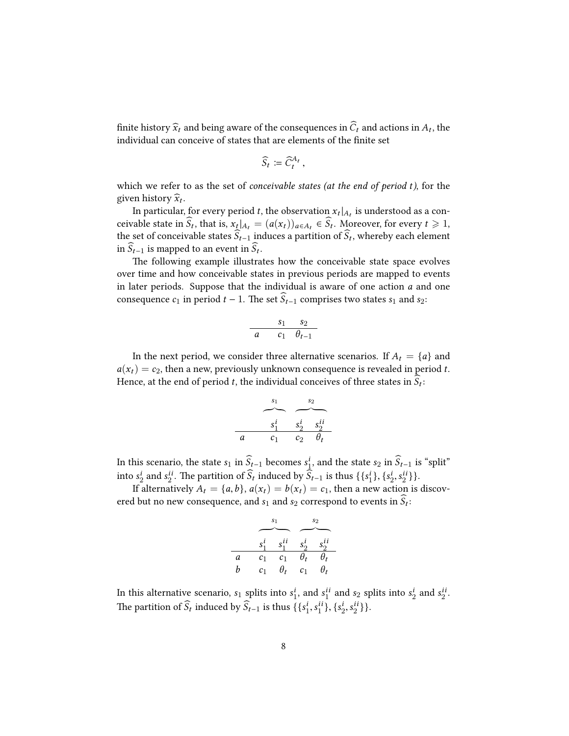finite history $\widehat{x}_t$ and being aware of the consequences in $\widehat{C}_t$ and actions in $A_t$, the individual can conceive of states that are elements of the finite set

$$\widehat{S}_t := \widehat{C}_t^{A_t} ,$$

which we refer to as the set of *conceivable states (at the end of period $t$)*, for the given history $\widehat{x}_t$.

In particular, for every period $t$, the observation $x_t|_{A_t}$ is understood as a conceivable state in $\widehat{S}_t$, that is, $x_t|_{A_t} = (a(x_t))_{a \in A_t} \in \widehat{S}_t$. Moreover, for every $t \geqslant 1$, the set of conceivable states $\widehat{S}_{t-1}$ induces a partition of $\widehat{S}_t$, whereby each element in $\widehat{S}_{t-1}$ is mapped to an event in $\widehat{S}_t$.

The following example illustrates how the conceivable state space evolves over time and how conceivable states in previous periods are mapped to events in later periods. Suppose that the individual is aware of one action $a$ and one consequence $c_1$ in period $t-1$. The set $\widehat{S}_{t-1}$ comprises two states $s_1$ and $s_2$:

| | $s_1$ | $s_2$ |
|---|---|---|
| $a$ | $c_1$ | $\theta_{t-1}$ |

In the next period, we consider three alternative scenarios. If $A_t = \{a\}$ and $a(x_t) = c_2$, then a new, previously unknown consequence is revealed in period $t$. Hence, at the end of period $t$, the individual conceives of three states in $\widehat{S}_t$:

| | $s_1$ | $s_2$ | |
|---|---|---|---|
| | $s_1^i$ | $s_2^i$ | $s_2^{ii}$ |
| $a$ | $c_1$ | $c_2$ | $\theta_t$ |

In this scenario, the state $s_1$ in $\widehat{S}_{t-1}$ becomes $s_1^i$, and the state $s_2$ in $\widehat{S}_{t-1}$ is "split" into $s_2^i$ and $s_2^{ii}$. The partition of $\widehat{S}_t$ induced by $\widehat{S}_{t-1}$ is thus $\{\{s_1^i\}, \{s_2^i, s_2^{ii}\}\}$.

If alternatively $A_t = \{a, b\}$, $a(x_t) = b(x_t) = c_1$, then a new action is discovered but no new consequence, and $s_1$ and $s_2$ correspond to events in $\widehat{S}_t$:

| | $s_1$ | | $s_2$ | |
|---|---|---|---|---|
| | $s_1^i$ | $s_1^{ii}$ | $s_2^i$ | $s_2^{ii}$ |
| $a$ | $c_1$ | $c_1$ | $\theta_t$ | $\theta_t$ |
| $b$ | $c_1$ | $\theta_t$ | $c_1$ | $\theta_t$ |

In this alternative scenario, $s_1$ splits into $s_1^i$, and $s_1^{ii}$ and $s_2$ splits into $s_2^i$ and $s_2^{ii}$. The partition of $\widehat{S}_t$ induced by $\widehat{S}_{t-1}$ is thus $\{\{s_1^i, s_1^{ii}\}, \{s_2^i, s_2^{ii}\}\}$.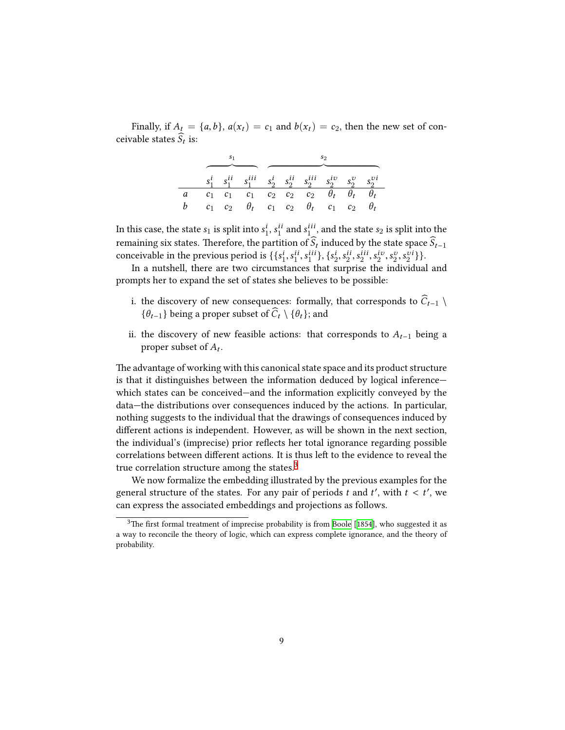Finally, if $A_t = \{a, b\}$, $a(x_t) = c_1$ and $b(x_t) = c_2$, then the new set of conceivable states $\widehat{S}_t$ is:

|   | $s_1$ |   |   | $s_2$ |   |   |   |   |   |
|---|---|---|---|---|---|---|---|---|---|
|   | $s_1^i$ | $s_1^{ii}$ | $s_1^{iii}$ | $s_2^i$ | $s_2^{ii}$ | $s_2^{iii}$ | $s_2^{iv}$ | $s_2^{v}$ | $s_2^{vi}$ |
| $a$ | $c_1$ | $c_1$ | $c_1$ | $c_2$ | $c_2$ | $c_2$ | $\theta_t$ | $\theta_t$ | $\theta_t$ |
| $b$ | $c_1$ | $c_2$ | $\theta_t$ | $c_1$ | $c_2$ | $\theta_t$ | $c_1$ | $c_2$ | $\theta_t$ |

In this case, the state $s_1$ is split into $s_1^i$, $s_1^{ii}$ and $s_1^{iii}$, and the state $s_2$ is split into the remaining six states. Therefore, the partition of $\widehat{S}_t$ induced by the state space $\widehat{S}_{t-1}$ conceivable in the previous period is $\{\{s_1^i, s_1^{ii}, s_1^{iii}\}, \{s_2^i, s_2^{ii}, s_2^{iii}, s_2^{iv}, s_2^{v}, s_2^{vi}\}\}$.

In a nutshell, there are two circumstances that surprise the individual and prompts her to expand the set of states she believes to be possible:

i. the discovery of new consequences: formally, that corresponds to $\widehat{C}_{t-1} \setminus \{\theta_{t-1}\}$ being a proper subset of $\widehat{C}_t \setminus \{\theta_t\}$; and

ii. the discovery of new feasible actions: that corresponds to $A_{t-1}$ being a proper subset of $A_t$.

The advantage of working with this canonical state space and its product structure is that it distinguishes between the information deduced by logical inference—which states can be conceived—and the information explicitly conveyed by the data—the distributions over consequences induced by the actions. In particular, nothing suggests to the individual that the drawings of consequences induced by different actions is independent. However, as will be shown in the next section, the individual's (imprecise) prior reflects her total ignorance regarding possible correlations between different actions. It is thus left to the evidence to reveal the true correlation structure among the states.[3]

We now formalize the embedding illustrated by the previous examples for the general structure of the states. For any pair of periods $t$ and $t'$, with $t < t'$, we can express the associated embeddings and projections as follows.

[3] The first formal treatment of imprecise probability is from Boole [1854], who suggested it as a way to reconcile the theory of logic, which can express complete ignorance, and the theory of probability.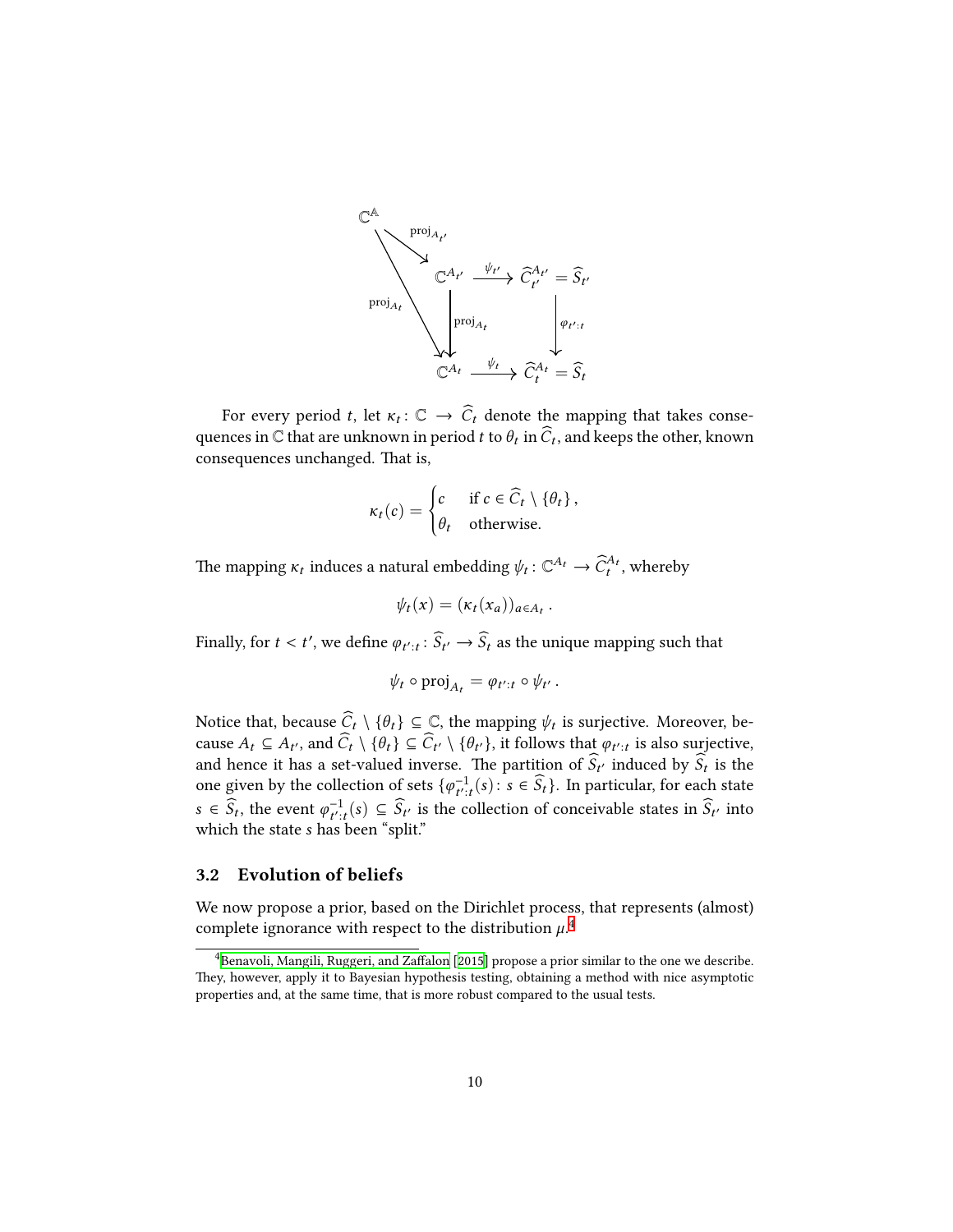$$
\begin{array}{ccccc}
\mathbb{C}^{\mathbb{A}} & & & & \\
& \searrow^{\operatorname{proj}_{A_{t'}}} & & & \\
& & \mathbb{C}^{A_{t'}} & \xrightarrow{\psi_{t'}} & \widehat{C}_{t'}^{A_{t'}} = \widehat{S}_{t'} \\
& {\scriptstyle \operatorname{proj}_{A_t}} \searrow & \Big\downarrow {\scriptstyle \operatorname{proj}_{A_t}} & & \Big\downarrow {\scriptstyle \varphi_{t':t}} \\
& & \mathbb{C}^{A_t} & \xrightarrow{\psi_t} & \widehat{C}_t^{A_t} = \widehat{S}_t
\end{array}
$$

For every period $t$, let $\kappa_t \colon \mathbb{C} \to \widehat{C}_t$ denote the mapping that takes consequences in $\mathbb{C}$ that are unknown in period $t$ to $\theta_t$ in $\widehat{C}_t$, and keeps the other, known consequences unchanged. That is,

$$
\kappa_t(c) = \begin{cases} c & \text{if } c \in \widehat{C}_t \setminus \{\theta_t\}, \\ \theta_t & \text{otherwise.} \end{cases}
$$

The mapping $\kappa_t$ induces a natural embedding $\psi_t \colon \mathbb{C}^{A_t} \to \widehat{C}_t^{A_t}$, whereby

$$
\psi_t(x) = (\kappa_t(x_a))_{a \in A_t} .
$$

Finally, for $t < t'$, we define $\varphi_{t':t} \colon \widehat{S}_{t'} \to \widehat{S}_t$ as the unique mapping such that

$$
\psi_t \circ \operatorname{proj}_{A_t} = \varphi_{t':t} \circ \psi_{t'} .
$$

Notice that, because $\widehat{C}_t \setminus \{\theta_t\} \subseteq \mathbb{C}$, the mapping $\psi_t$ is surjective. Moreover, because $A_t \subseteq A_{t'}$, and $\widehat{C}_t \setminus \{\theta_t\} \subseteq \widehat{C}_{t'} \setminus \{\theta_{t'}\}$, it follows that $\varphi_{t':t}$ is also surjective, and hence it has a set-valued inverse. The partition of $\widehat{S}_{t'}$ induced by $\widehat{S}_t$ is the one given by the collection of sets $\{\varphi_{t':t}^{-1}(s) \colon s \in \widehat{S}_t\}$. In particular, for each state $s \in \widehat{S}_t$, the event $\varphi_{t':t}^{-1}(s) \subseteq \widehat{S}_{t'}$ is the collection of conceivable states in $\widehat{S}_{t'}$ into which the state $s$ has been "split."

## 3.2 Evolution of beliefs

We now propose a prior, based on the Dirichlet process, that represents (almost) complete ignorance with respect to the distribution $\mu$.[4]

[4] Benavoli, Mangili, Ruggeri, and Zaffalon [2015] propose a prior similar to the one we describe. They, however, apply it to Bayesian hypothesis testing, obtaining a method with nice asymptotic properties and, at the same time, that is more robust compared to the usual tests.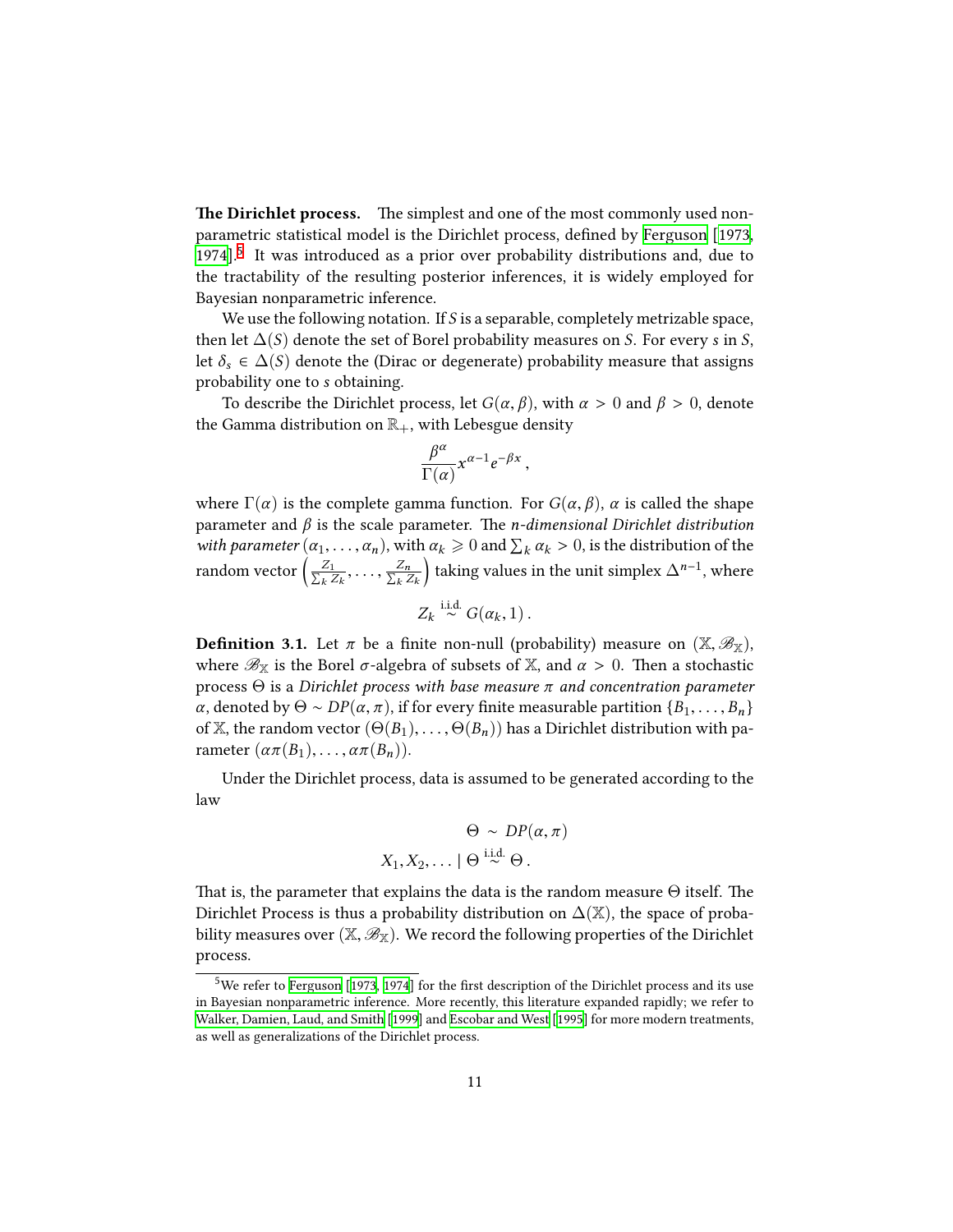**The Dirichlet process.** The simplest and one of the most commonly used non-parametric statistical model is the Dirichlet process, defined by Ferguson [1973, 1974].[5] It was introduced as a prior over probability distributions and, due to the tractability of the resulting posterior inferences, it is widely employed for Bayesian nonparametric inference.

We use the following notation. If $S$ is a separable, completely metrizable space, then let $\Delta(S)$ denote the set of Borel probability measures on $S$. For every $s$ in $S$, let $\delta_s \in \Delta(S)$ denote the (Dirac or degenerate) probability measure that assigns probability one to $s$ obtaining.

To describe the Dirichlet process, let $G(\alpha, \beta)$, with $\alpha > 0$ and $\beta > 0$, denote the Gamma distribution on $\mathbb{R}_+$, with Lebesgue density

$$\frac{\beta^\alpha}{\Gamma(\alpha)} x^{\alpha-1} e^{-\beta x},$$

where $\Gamma(\alpha)$ is the complete gamma function. For $G(\alpha, \beta)$, $\alpha$ is called the shape parameter and $\beta$ is the scale parameter. The *n-dimensional Dirichlet distribution with parameter* $(\alpha_1, \ldots, \alpha_n)$, with $\alpha_k \geqslant 0$ and $\sum_k \alpha_k > 0$, is the distribution of the random vector $\left(\frac{Z_1}{\sum_k Z_k}, \ldots, \frac{Z_n}{\sum_k Z_k}\right)$ taking values in the unit simplex $\Delta^{n-1}$, where

$$Z_k \stackrel{\text{i.i.d.}}{\sim} G(\alpha_k, 1).$$

**Definition 3.1.** Let $\pi$ be a finite non-null (probability) measure on $(\mathbb{X}, \mathscr{B}_\mathbb{X})$, where $\mathscr{B}_\mathbb{X}$ is the Borel $\sigma$-algebra of subsets of $\mathbb{X}$, and $\alpha > 0$. Then a stochastic process $\Theta$ is a *Dirichlet process with base measure $\pi$ and concentration parameter $\alpha$*, denoted by $\Theta \sim DP(\alpha, \pi)$, if for every finite measurable partition $\{B_1, \ldots, B_n\}$ of $\mathbb{X}$, the random vector $(\Theta(B_1), \ldots, \Theta(B_n))$ has a Dirichlet distribution with parameter $(\alpha\pi(B_1), \ldots, \alpha\pi(B_n))$.

Under the Dirichlet process, data is assumed to be generated according to the law

$$\begin{aligned} \Theta &\sim DP(\alpha, \pi) \\ X_1, X_2, \ldots \mid \Theta &\stackrel{\text{i.i.d.}}{\sim} \Theta. \end{aligned}$$

That is, the parameter that explains the data is the random measure $\Theta$ itself. The Dirichlet Process is thus a probability distribution on $\Delta(\mathbb{X})$, the space of probability measures over $(\mathbb{X}, \mathscr{B}_\mathbb{X})$. We record the following properties of the Dirichlet process.

---

[5] We refer to Ferguson [1973, 1974] for the first description of the Dirichlet process and its use in Bayesian nonparametric inference. More recently, this literature expanded rapidly; we refer to Walker, Damien, Laud, and Smith [1999] and Escobar and West [1995] for more modern treatments, as well as generalizations of the Dirichlet process.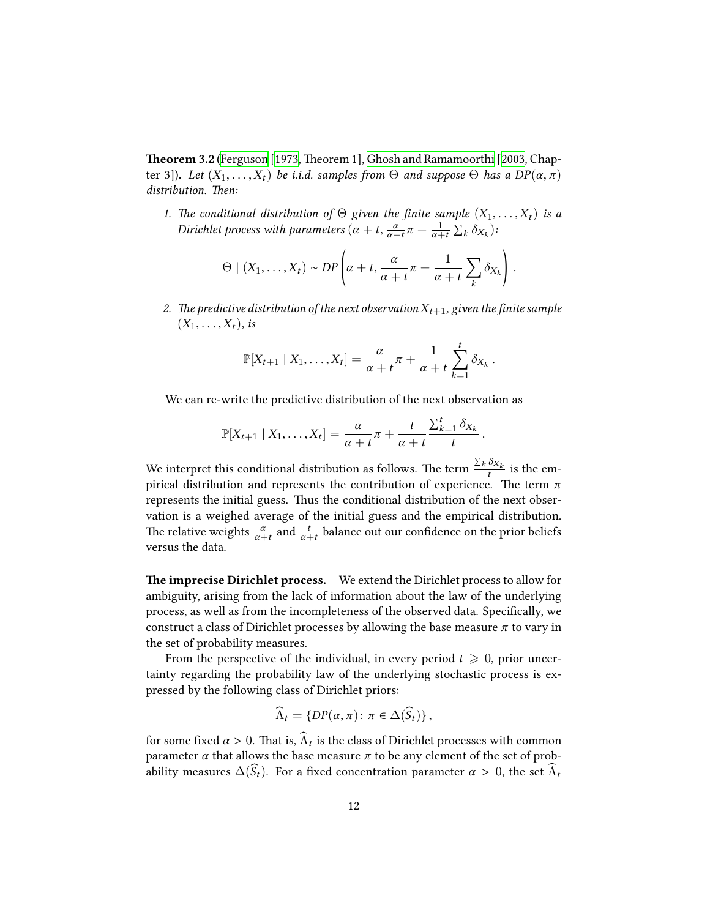**Theorem 3.2** (Ferguson [1973, Theorem 1], Ghosh and Ramamoorthi [2003, Chapter 3])**.** *Let $(X_1, \ldots, X_t)$ be i.i.d. samples from $\Theta$ and suppose $\Theta$ has a $DP(\alpha, \pi)$ distribution. Then:*

1. *The conditional distribution of $\Theta$ given the finite sample $(X_1, \ldots, X_t)$ is a Dirichlet process with parameters $(\alpha + t, \frac{\alpha}{\alpha+t}\pi + \frac{1}{\alpha+t}\sum_k \delta_{X_k})$:*

$$\Theta \mid (X_1, \ldots, X_t) \sim DP\left(\alpha + t, \frac{\alpha}{\alpha + t}\pi + \frac{1}{\alpha + t}\sum_k \delta_{X_k}\right).$$

2. *The predictive distribution of the next observation $X_{t+1}$, given the finite sample $(X_1, \ldots, X_t)$, is*

$$\mathbb{P}[X_{t+1} \mid X_1, \ldots, X_t] = \frac{\alpha}{\alpha + t}\pi + \frac{1}{\alpha + t}\sum_{k=1}^{t} \delta_{X_k}.$$

   We can re-write the predictive distribution of the next observation as

$$\mathbb{P}[X_{t+1} \mid X_1, \ldots, X_t] = \frac{\alpha}{\alpha + t}\pi + \frac{t}{\alpha + t}\frac{\sum_{k=1}^{t} \delta_{X_k}}{t}.$$

We interpret this conditional distribution as follows. The term $\frac{\sum_k \delta_{X_k}}{t}$ is the empirical distribution and represents the contribution of experience. The term $\pi$ represents the initial guess. Thus the conditional distribution of the next observation is a weighed average of the initial guess and the empirical distribution. The relative weights $\frac{\alpha}{\alpha+t}$ and $\frac{t}{\alpha+t}$ balance out our confidence on the prior beliefs versus the data.

**The imprecise Dirichlet process.** We extend the Dirichlet process to allow for ambiguity, arising from the lack of information about the law of the underlying process, as well as from the incompleteness of the observed data. Specifically, we construct a class of Dirichlet processes by allowing the base measure $\pi$ to vary in the set of probability measures.

From the perspective of the individual, in every period $t \geqslant 0$, prior uncertainty regarding the probability law of the underlying stochastic process is expressed by the following class of Dirichlet priors:

$$\widehat{\Lambda}_t = \{DP(\alpha, \pi) : \pi \in \Delta(\widehat{S}_t)\},$$

for some fixed $\alpha > 0$. That is, $\widehat{\Lambda}_t$ is the class of Dirichlet processes with common parameter $\alpha$ that allows the base measure $\pi$ to be any element of the set of probability measures $\Delta(\widehat{S}_t)$. For a fixed concentration parameter $\alpha > 0$, the set $\widehat{\Lambda}_t$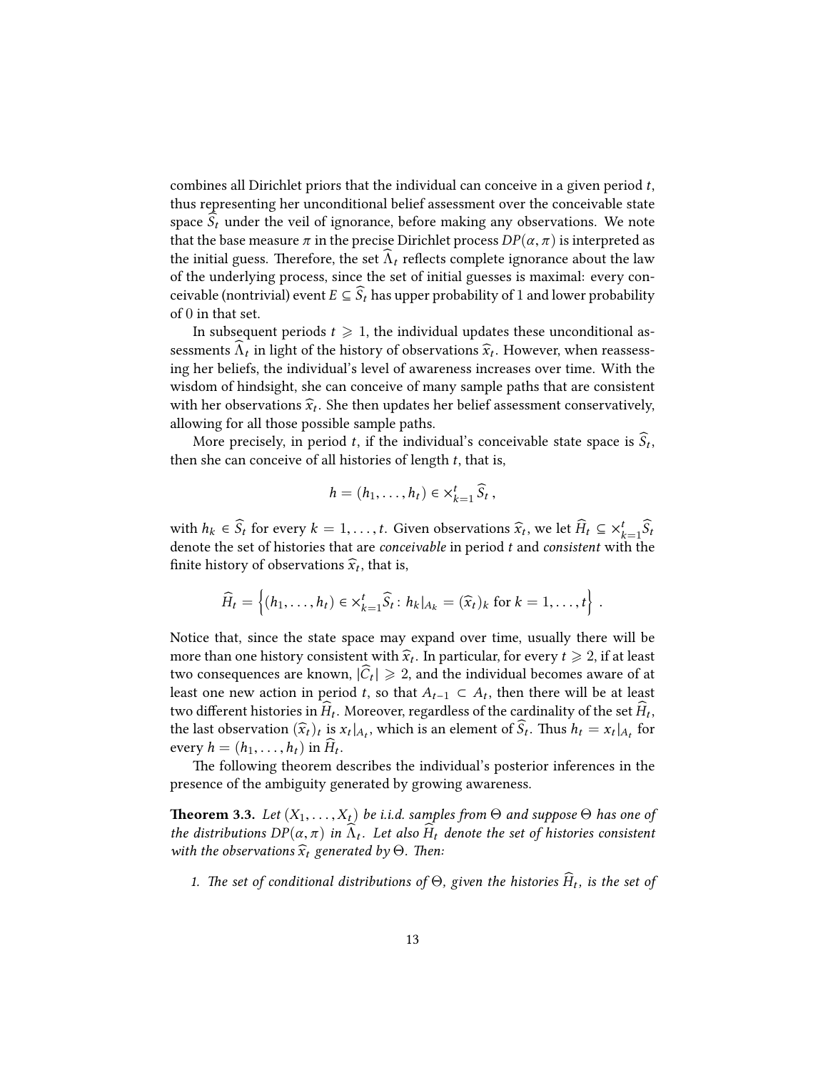combines all Dirichlet priors that the individual can conceive in a given period $t$, thus representing her unconditional belief assessment over the conceivable state space $\widehat{S}_t$ under the veil of ignorance, before making any observations. We note that the base measure $\pi$ in the precise Dirichlet process $DP(\alpha, \pi)$ is interpreted as the initial guess. Therefore, the set $\widehat{\Lambda}_t$ reflects complete ignorance about the law of the underlying process, since the set of initial guesses is maximal: every conceivable (nontrivial) event $E \subseteq \widehat{S}_t$ has upper probability of 1 and lower probability of 0 in that set.

In subsequent periods $t \geqslant 1$, the individual updates these unconditional assessments $\widehat{\Lambda}_t$ in light of the history of observations $\widehat{x}_t$. However, when reassessing her beliefs, the individual's level of awareness increases over time. With the wisdom of hindsight, she can conceive of many sample paths that are consistent with her observations $\widehat{x}_t$. She then updates her belief assessment conservatively, allowing for all those possible sample paths.

More precisely, in period $t$, if the individual's conceivable state space is $\widehat{S}_t$, then she can conceive of all histories of length $t$, that is,

$$h = (h_1, \ldots, h_t) \in \times_{k=1}^{t} \widehat{S}_t \,,$$

with $h_k \in \widehat{S}_t$ for every $k = 1, \ldots, t$. Given observations $\widehat{x}_t$, we let $\widehat{H}_t \subseteq \times_{k=1}^{t} \widehat{S}_t$ denote the set of histories that are *conceivable* in period $t$ and *consistent* with the finite history of observations $\widehat{x}_t$, that is,

$$\widehat{H}_t = \left\{ (h_1, \ldots, h_t) \in \times_{k=1}^{t} \widehat{S}_t \colon h_k|_{A_k} = (\widehat{x}_t)_k \text{ for } k = 1, \ldots, t \right\} .$$

Notice that, since the state space may expand over time, usually there will be more than one history consistent with $\widehat{x}_t$. In particular, for every $t \geqslant 2$, if at least two consequences are known, $|\widehat{C}_t| \geqslant 2$, and the individual becomes aware of at least one new action in period $t$, so that $A_{t-1} \subset A_t$, then there will be at least two different histories in $\widehat{H}_t$. Moreover, regardless of the cardinality of the set $\widehat{H}_t$, the last observation $(\widehat{x}_t)_t$ is $x_t|_{A_t}$, which is an element of $\widehat{S}_t$. Thus $h_t = x_t|_{A_t}$ for every $h = (h_1, \ldots, h_t)$ in $\widehat{H}_t$.

The following theorem describes the individual's posterior inferences in the presence of the ambiguity generated by growing awareness.

**Theorem 3.3.** *Let $(X_1, \ldots, X_t)$ be i.i.d. samples from $\Theta$ and suppose $\Theta$ has one of the distributions $DP(\alpha, \pi)$ in $\widehat{\Lambda}_t$. Let also $\widehat{H}_t$ denote the set of histories consistent with the observations $\widehat{x}_t$ generated by $\Theta$. Then:*

1. *The set of conditional distributions of $\Theta$, given the histories $\widehat{H}_t$, is the set of*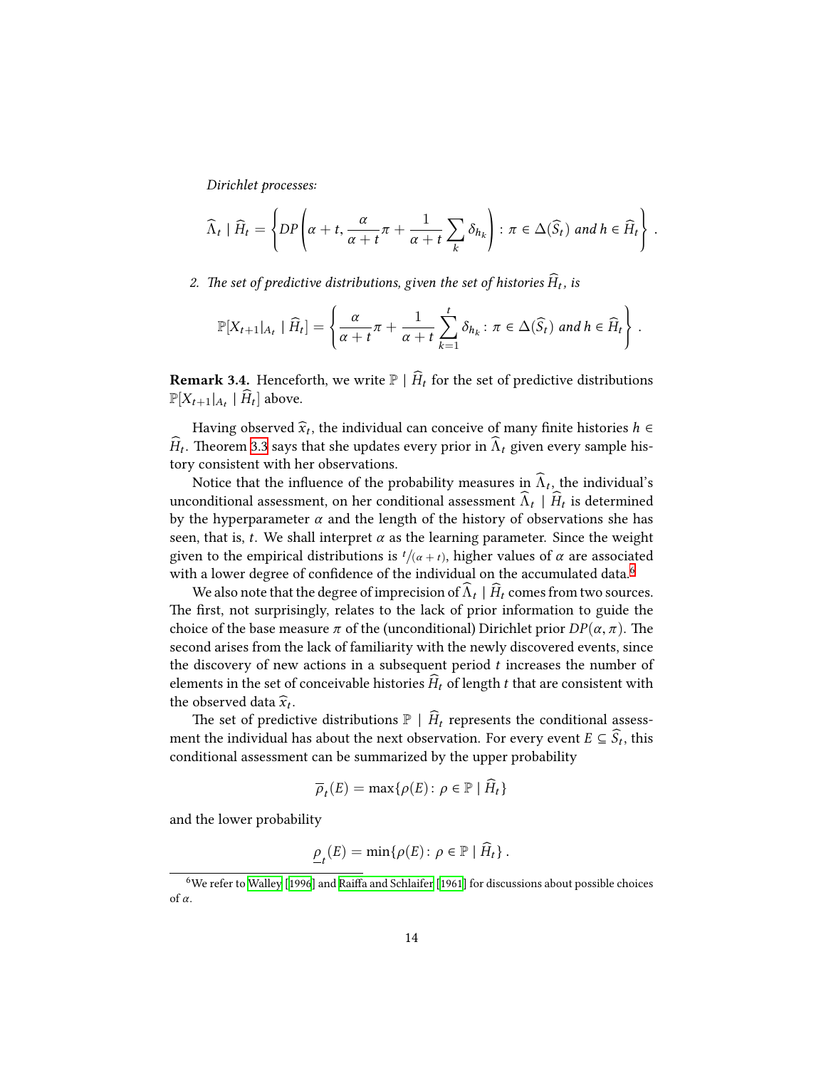*Dirichlet processes:*

$$\widehat{\Lambda}_t \mid \widehat{H}_t = \left\{ DP\left(\alpha + t, \frac{\alpha}{\alpha + t}\pi + \frac{1}{\alpha + t}\sum_k \delta_{h_k}\right) : \pi \in \Delta(\widehat{S}_t) \text{ and } h \in \widehat{H}_t \right\} .$$

2. *The set of predictive distributions, given the set of histories $\widehat{H}_t$, is*

$$\mathbb{P}[X_{t+1}|_{A_t} \mid \widehat{H}_t] = \left\{ \frac{\alpha}{\alpha + t}\pi + \frac{1}{\alpha + t}\sum_{k=1}^{t} \delta_{h_k} : \pi \in \Delta(\widehat{S}_t) \text{ and } h \in \widehat{H}_t \right\} .$$

**Remark 3.4.** Henceforth, we write $\mathbb{P} \mid \widehat{H}_t$ for the set of predictive distributions $\mathbb{P}[X_{t+1}|_{A_t} \mid \widehat{H}_t]$ above.

Having observed $\widehat{x}_t$, the individual can conceive of many finite histories $h \in \widehat{H}_t$. Theorem 3.3 says that she updates every prior in $\widehat{\Lambda}_t$ given every sample history consistent with her observations.

Notice that the influence of the probability measures in $\widehat{\Lambda}_t$, the individual's unconditional assessment, on her conditional assessment $\widehat{\Lambda}_t \mid \widehat{H}_t$ is determined by the hyperparameter $\alpha$ and the length of the history of observations she has seen, that is, $t$. We shall interpret $\alpha$ as the learning parameter. Since the weight given to the empirical distributions is $t/(\alpha + t)$, higher values of $\alpha$ are associated with a lower degree of confidence of the individual on the accumulated data.[6]

We also note that the degree of imprecision of $\widehat{\Lambda}_t \mid \widehat{H}_t$ comes from two sources. The first, not surprisingly, relates to the lack of prior information to guide the choice of the base measure $\pi$ of the (unconditional) Dirichlet prior $DP(\alpha, \pi)$. The second arises from the lack of familiarity with the newly discovered events, since the discovery of new actions in a subsequent period $t$ increases the number of elements in the set of conceivable histories $\widehat{H}_t$ of length $t$ that are consistent with the observed data $\widehat{x}_t$.

The set of predictive distributions $\mathbb{P} \mid \widehat{H}_t$ represents the conditional assessment the individual has about the next observation. For every event $E \subseteq \widehat{S}_t$, this conditional assessment can be summarized by the upper probability

$$\overline{\rho}_t(E) = \max\{\rho(E) : \rho \in \mathbb{P} \mid \widehat{H}_t\}$$

and the lower probability

$$\underline{\rho}_t(E) = \min\{\rho(E) : \rho \in \mathbb{P} \mid \widehat{H}_t\} .$$

[6] We refer to Walley [1996] and Raiffa and Schlaifer [1961] for discussions about possible choices of $\alpha$.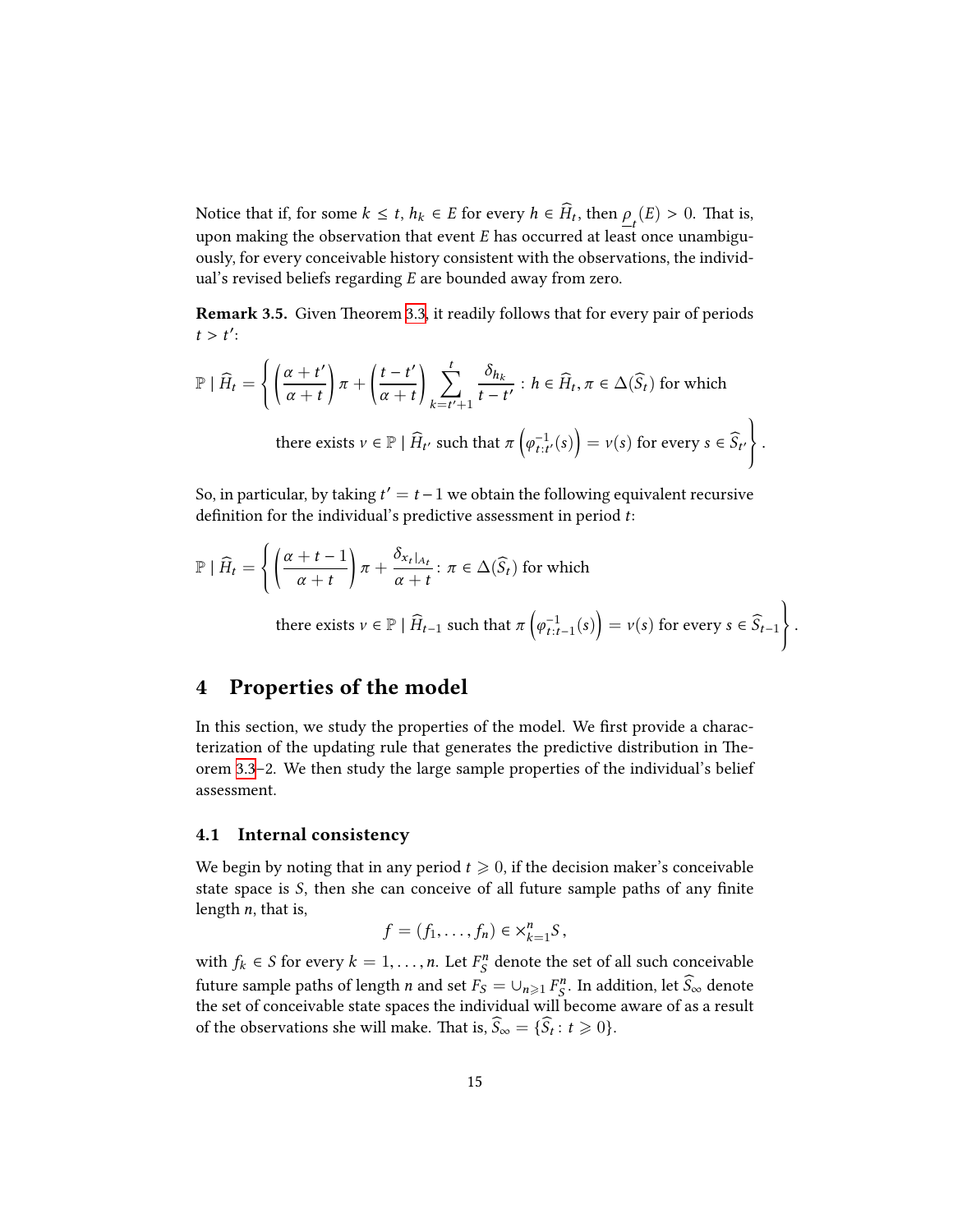Notice that if, for some $k \leq t$, $h_k \in E$ for every $h \in \widehat{H}_t$, then $\underline{\rho}_t(E) > 0$. That is, upon making the observation that event $E$ has occurred at least once unambiguously, for every conceivable history consistent with the observations, the individual's revised beliefs regarding $E$ are bounded away from zero.

**Remark 3.5.** Given Theorem 3.3, it readily follows that for every pair of periods $t > t'$:

$$\mathbb{P} \mid \widehat{H}_t = \left\{ \left(\frac{\alpha + t'}{\alpha + t}\right) \pi + \left(\frac{t - t'}{\alpha + t}\right) \sum_{k=t'+1}^{t} \frac{\delta_{h_k}}{t - t'} : h \in \widehat{H}_t, \pi \in \Delta(\widehat{S}_t) \text{ for which there exists } \nu \in \mathbb{P} \mid \widehat{H}_{t'} \text{ such that } \pi\left(\varphi_{t:t'}^{-1}(s)\right) = \nu(s) \text{ for every } s \in \widehat{S}_{t'} \right\}.$$

So, in particular, by taking $t' = t - 1$ we obtain the following equivalent recursive definition for the individual's predictive assessment in period $t$:

$$\mathbb{P} \mid \widehat{H}_t = \left\{ \left(\frac{\alpha + t - 1}{\alpha + t}\right) \pi + \frac{\delta_{x_t|_{A_t}}}{\alpha + t} : \pi \in \Delta(\widehat{S}_t) \text{ for which there exists } \nu \in \mathbb{P} \mid \widehat{H}_{t-1} \text{ such that } \pi\left(\varphi_{t:t-1}^{-1}(s)\right) = \nu(s) \text{ for every } s \in \widehat{S}_{t-1} \right\}.$$

# 4 Properties of the model

In this section, we study the properties of the model. We first provide a characterization of the updating rule that generates the predictive distribution in Theorem 3.3–2. We then study the large sample properties of the individual's belief assessment.

## 4.1 Internal consistency

We begin by noting that in any period $t \geqslant 0$, if the decision maker's conceivable state space is $S$, then she can conceive of all future sample paths of any finite length $n$, that is,

$$f = (f_1, \ldots, f_n) \in \times_{k=1}^{n} S\,,$$

with $f_k \in S$ for every $k = 1, \ldots, n$. Let $F_S^n$ denote the set of all such conceivable future sample paths of length $n$ and set $F_S = \cup_{n \geqslant 1} F_S^n$. In addition, let $\widehat{S}_\infty$ denote the set of conceivable state spaces the individual will become aware of as a result of the observations she will make. That is, $\widehat{S}_\infty = \{\widehat{S}_t : t \geqslant 0\}$.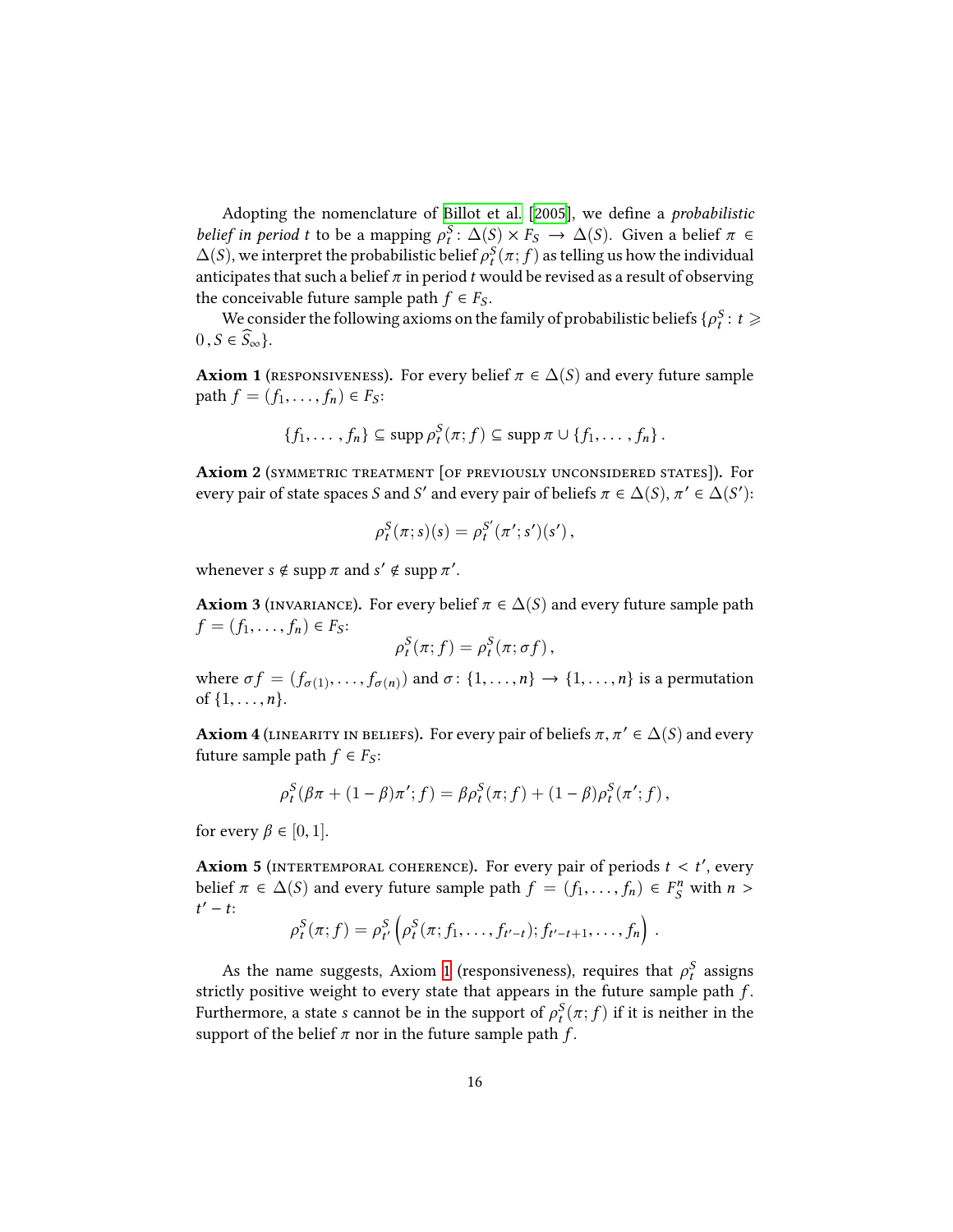Adopting the nomenclature of Billot et al. [2005], we define a *probabilistic belief in period t* to be a mapping $\rho_t^S \colon \Delta(S) \times F_S \to \Delta(S)$. Given a belief $\pi \in \Delta(S)$, we interpret the probabilistic belief $\rho_t^S(\pi; f)$ as telling us how the individual anticipates that such a belief $\pi$ in period $t$ would be revised as a result of observing the conceivable future sample path $f \in F_S$.

We consider the following axioms on the family of probabilistic beliefs $\{\rho_t^S : t \geqslant 0, S \in \widehat{S}_\infty\}$.

**Axiom 1** (responsiveness). For every belief $\pi \in \Delta(S)$ and every future sample path $f = (f_1, \ldots, f_n) \in F_S$:

$$\{f_1, \ldots, f_n\} \subseteq \operatorname{supp} \rho_t^S(\pi; f) \subseteq \operatorname{supp} \pi \cup \{f_1, \ldots, f_n\}.$$

**Axiom 2** (symmetric treatment [of previously unconsidered states]). For every pair of state spaces $S$ and $S'$ and every pair of beliefs $\pi \in \Delta(S)$, $\pi' \in \Delta(S')$:

$$\rho_t^S(\pi; s)(s) = \rho_t^{S'}(\pi'; s')(s'),$$

whenever $s \notin \operatorname{supp} \pi$ and $s' \notin \operatorname{supp} \pi'$.

**Axiom 3** (invariance). For every belief $\pi \in \Delta(S)$ and every future sample path $f = (f_1, \ldots, f_n) \in F_S$:

$$\rho_t^S(\pi; f) = \rho_t^S(\pi; \sigma f),$$

where $\sigma f = (f_{\sigma(1)}, \ldots, f_{\sigma(n)})$ and $\sigma \colon \{1, \ldots, n\} \to \{1, \ldots, n\}$ is a permutation of $\{1, \ldots, n\}$.

**Axiom 4** (linearity in beliefs). For every pair of beliefs $\pi, \pi' \in \Delta(S)$ and every future sample path $f \in F_S$:

$$\rho_t^S(\beta\pi + (1-\beta)\pi'; f) = \beta\rho_t^S(\pi; f) + (1-\beta)\rho_t^S(\pi'; f),$$

for every $\beta \in [0, 1]$.

**Axiom 5** (intertemporal coherence). For every pair of periods $t < t'$, every belief $\pi \in \Delta(S)$ and every future sample path $f = (f_1, \ldots, f_n) \in F_S^n$ with $n > t' - t$:

$$\rho_t^S(\pi; f) = \rho_{t'}^S\left(\rho_t^S(\pi; f_1, \ldots, f_{t'-t}); f_{t'-t+1}, \ldots, f_n\right).$$

As the name suggests, Axiom 1 (responsiveness), requires that $\rho_t^S$ assigns strictly positive weight to every state that appears in the future sample path $f$. Furthermore, a state $s$ cannot be in the support of $\rho_t^S(\pi; f)$ if it is neither in the support of the belief $\pi$ nor in the future sample path $f$.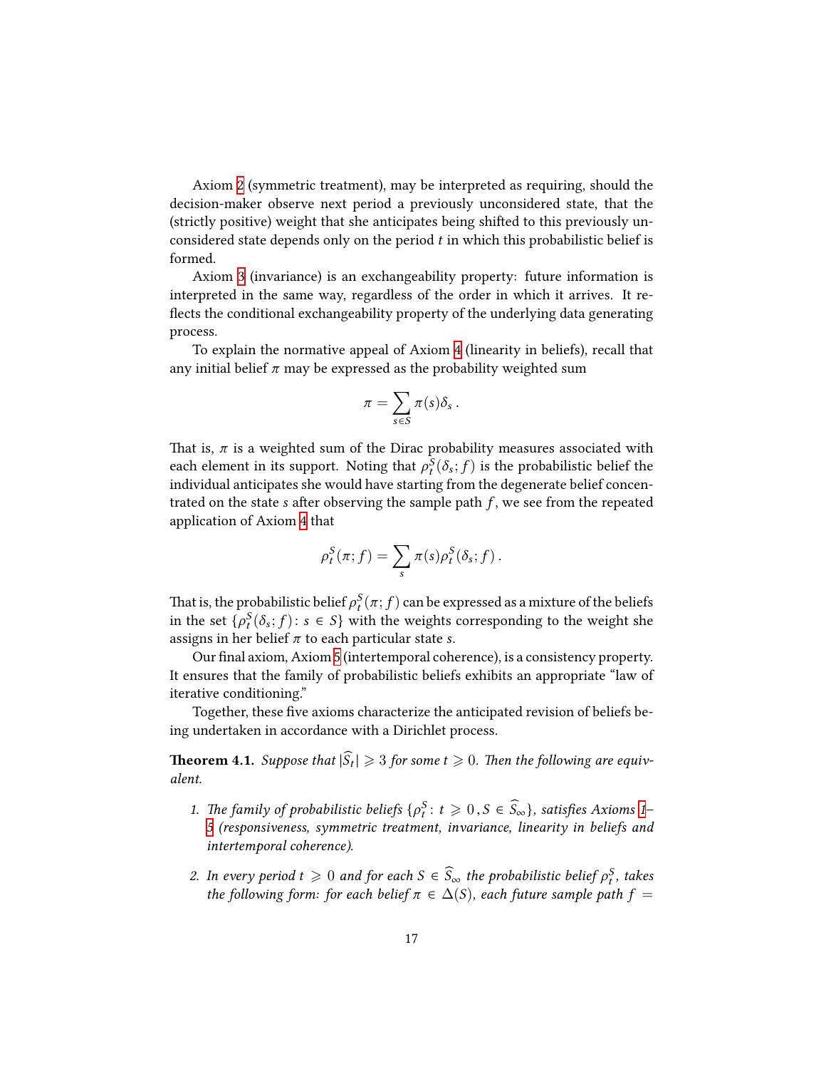Axiom 2 (symmetric treatment), may be interpreted as requiring, should the decision-maker observe next period a previously unconsidered state, that the (strictly positive) weight that she anticipates being shifted to this previously unconsidered state depends only on the period $t$ in which this probabilistic belief is formed.

Axiom 3 (invariance) is an exchangeability property: future information is interpreted in the same way, regardless of the order in which it arrives. It reflects the conditional exchangeability property of the underlying data generating process.

To explain the normative appeal of Axiom 4 (linearity in beliefs), recall that any initial belief $\pi$ may be expressed as the probability weighted sum

$$\pi = \sum_{s \in S} \pi(s) \delta_s \, .$$

That is, $\pi$ is a weighted sum of the Dirac probability measures associated with each element in its support. Noting that $\rho_t^S(\delta_s; f)$ is the probabilistic belief the individual anticipates she would have starting from the degenerate belief concentrated on the state $s$ after observing the sample path $f$, we see from the repeated application of Axiom 4 that

$$\rho_t^S(\pi; f) = \sum_{s} \pi(s) \rho_t^S(\delta_s; f) \, .$$

That is, the probabilistic belief $\rho_t^S(\pi; f)$ can be expressed as a mixture of the beliefs in the set $\{\rho_t^S(\delta_s; f) \colon s \in S\}$ with the weights corresponding to the weight she assigns in her belief $\pi$ to each particular state $s$.

Our final axiom, Axiom 5 (intertemporal coherence), is a consistency property. It ensures that the family of probabilistic beliefs exhibits an appropriate "law of iterative conditioning."

Together, these five axioms characterize the anticipated revision of beliefs being undertaken in accordance with a Dirichlet process.

**Theorem 4.1.** *Suppose that $|\widehat{S}_t| \geqslant 3$ for some $t \geqslant 0$. Then the following are equivalent.*

1. *The family of probabilistic beliefs $\{\rho_t^S \colon t \geqslant 0\,, S \in \widehat{S}_\infty\}$, satisfies Axioms 1–5 (responsiveness, symmetric treatment, invariance, linearity in beliefs and intertemporal coherence).*

2. *In every period $t \geqslant 0$ and for each $S \in \widehat{S}_\infty$ the probabilistic belief $\rho_t^S$, takes the following form: for each belief $\pi \in \Delta(S)$, each future sample path $f =$*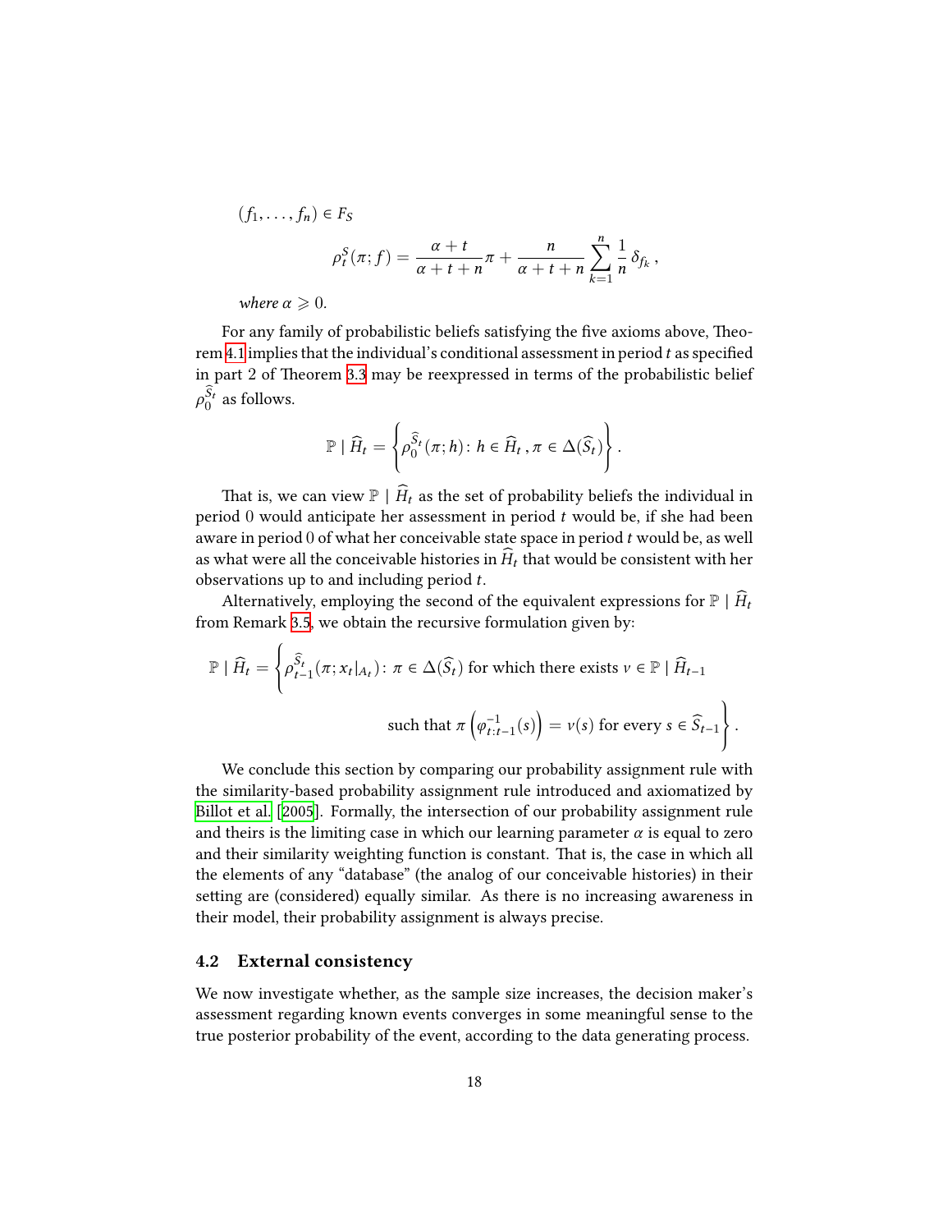$(f_1, \ldots, f_n) \in F_S$

$$\rho_t^S(\pi; f) = \frac{\alpha + t}{\alpha + t + n}\pi + \frac{n}{\alpha + t + n}\sum_{k=1}^{n} \frac{1}{n}\,\delta_{f_k},$$

*where* $\alpha \geqslant 0$.

For any family of probabilistic beliefs satisfying the five axioms above, Theorem 4.1 implies that the individual's conditional assessment in period $t$ as specified in part 2 of Theorem 3.3 may be reexpressed in terms of the probabilistic belief $\rho_0^{\widehat{S}_t}$ as follows.

$$\mathbb{P} \mid \widehat{H}_t = \left\{ \rho_0^{\widehat{S}_t}(\pi; h) \colon h \in \widehat{H}_t\,, \pi \in \Delta(\widehat{S}_t) \right\}.$$

That is, we can view $\mathbb{P} \mid \widehat{H}_t$ as the set of probability beliefs the individual in period 0 would anticipate her assessment in period $t$ would be, if she had been aware in period 0 of what her conceivable state space in period $t$ would be, as well as what were all the conceivable histories in $\widehat{H}_t$ that would be consistent with her observations up to and including period $t$.

Alternatively, employing the second of the equivalent expressions for $\mathbb{P} \mid \widehat{H}_t$ from Remark 3.5, we obtain the recursive formulation given by:

$$\mathbb{P} \mid \widehat{H}_t = \Bigg\{ \rho_{t-1}^{\widehat{S}_t}(\pi; x_t|_{A_t}) \colon \pi \in \Delta(\widehat{S}_t) \text{ for which there exists } \nu \in \mathbb{P} \mid \widehat{H}_{t-1}$$
$$\text{such that } \pi\left(\varphi_{t:t-1}^{-1}(s)\right) = \nu(s) \text{ for every } s \in \widehat{S}_{t-1} \Bigg\}.$$

We conclude this section by comparing our probability assignment rule with the similarity-based probability assignment rule introduced and axiomatized by Billot et al. [2005]. Formally, the intersection of our probability assignment rule and theirs is the limiting case in which our learning parameter $\alpha$ is equal to zero and their similarity weighting function is constant. That is, the case in which all the elements of any "database" (the analog of our conceivable histories) in their setting are (considered) equally similar. As there is no increasing awareness in their model, their probability assignment is always precise.

### 4.2 External consistency

We now investigate whether, as the sample size increases, the decision maker's assessment regarding known events converges in some meaningful sense to the true posterior probability of the event, according to the data generating process.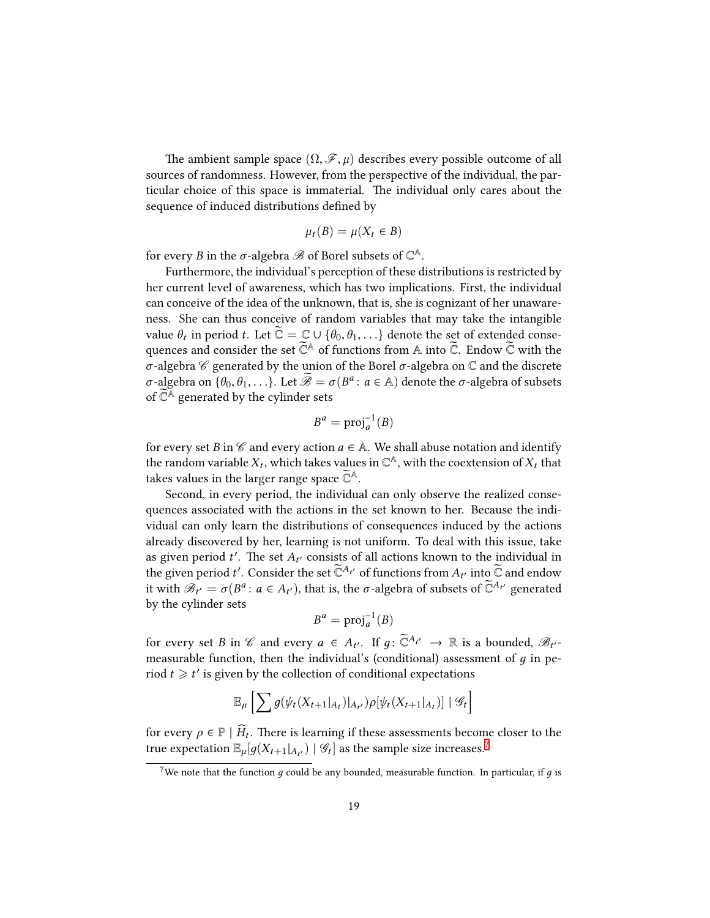The ambient sample space $(\Omega, \mathscr{F}, \mu)$ describes every possible outcome of all sources of randomness. However, from the perspective of the individual, the particular choice of this space is immaterial. The individual only cares about the sequence of induced distributions defined by

$$\mu_t(B) = \mu(X_t \in B)$$

for every $B$ in the $\sigma$-algebra $\mathscr{B}$ of Borel subsets of $\mathbb{C}^{\mathbb{A}}$.

Furthermore, the individual's perception of these distributions is restricted by her current level of awareness, which has two implications. First, the individual can conceive of the idea of the unknown, that is, she is cognizant of her unawareness. She can thus conceive of random variables that may take the intangible value $\theta_t$ in period $t$. Let $\widetilde{\mathbb{C}} = \mathbb{C} \cup \{\theta_0, \theta_1, \ldots\}$ denote the set of extended consequences and consider the set $\widetilde{\mathbb{C}}^{\mathbb{A}}$ of functions from $\mathbb{A}$ into $\widetilde{\mathbb{C}}$. Endow $\widetilde{\mathbb{C}}$ with the $\sigma$-algebra $\mathscr{C}$ generated by the union of the Borel $\sigma$-algebra on $\mathbb{C}$ and the discrete $\sigma$-algebra on $\{\theta_0, \theta_1, \ldots\}$. Let $\widetilde{\mathscr{B}} = \sigma(B^a \colon a \in \mathbb{A})$ denote the $\sigma$-algebra of subsets of $\widetilde{\mathbb{C}}^{\mathbb{A}}$ generated by the cylinder sets

$$B^a = \text{proj}_a^{-1}(B)$$

for every set $B$ in $\mathscr{C}$ and every action $a \in \mathbb{A}$. We shall abuse notation and identify the random variable $X_t$, which takes values in $\mathbb{C}^{\mathbb{A}}$, with the coextension of $X_t$ that takes values in the larger range space $\widetilde{\mathbb{C}}^{\mathbb{A}}$.

Second, in every period, the individual can only observe the realized consequences associated with the actions in the set known to her. Because the individual can only learn the distributions of consequences induced by the actions already discovered by her, learning is not uniform. To deal with this issue, take as given period $t'$. The set $A_{t'}$ consists of all actions known to the individual in the given period $t'$. Consider the set $\widetilde{\mathbb{C}}^{A_{t'}}$ of functions from $A_{t'}$ into $\widetilde{\mathbb{C}}$ and endow it with $\mathscr{B}_{t'} = \sigma(B^a \colon a \in A_{t'})$, that is, the $\sigma$-algebra of subsets of $\widetilde{\mathbb{C}}^{A_{t'}}$ generated by the cylinder sets

$$B^a = \text{proj}_a^{-1}(B)$$

for every set $B$ in $\mathscr{C}$ and every $a \in A_{t'}$. If $g \colon \widetilde{\mathbb{C}}^{A_{t'}} \to \mathbb{R}$ is a bounded, $\mathscr{B}_{t'}$-measurable function, then the individual's (conditional) assessment of $g$ in period $t \geqslant t'$ is given by the collection of conditional expectations

$$\mathbb{E}_\mu \left[ \sum g(\psi_t(X_{t+1}|_{A_t})|_{A_{t'}}) \rho[\psi_t(X_{t+1}|_{A_t})] \mid \mathscr{G}_t \right]$$

for every $\rho \in \mathbb{P} \mid \widehat{H}_t$. There is learning if these assessments become closer to the true expectation $\mathbb{E}_\mu[g(X_{t+1}|_{A_{t'}}) \mid \mathscr{G}_t]$ as the sample size increases.[7]

[7] We note that the function $g$ could be any bounded, measurable function. In particular, if $g$ is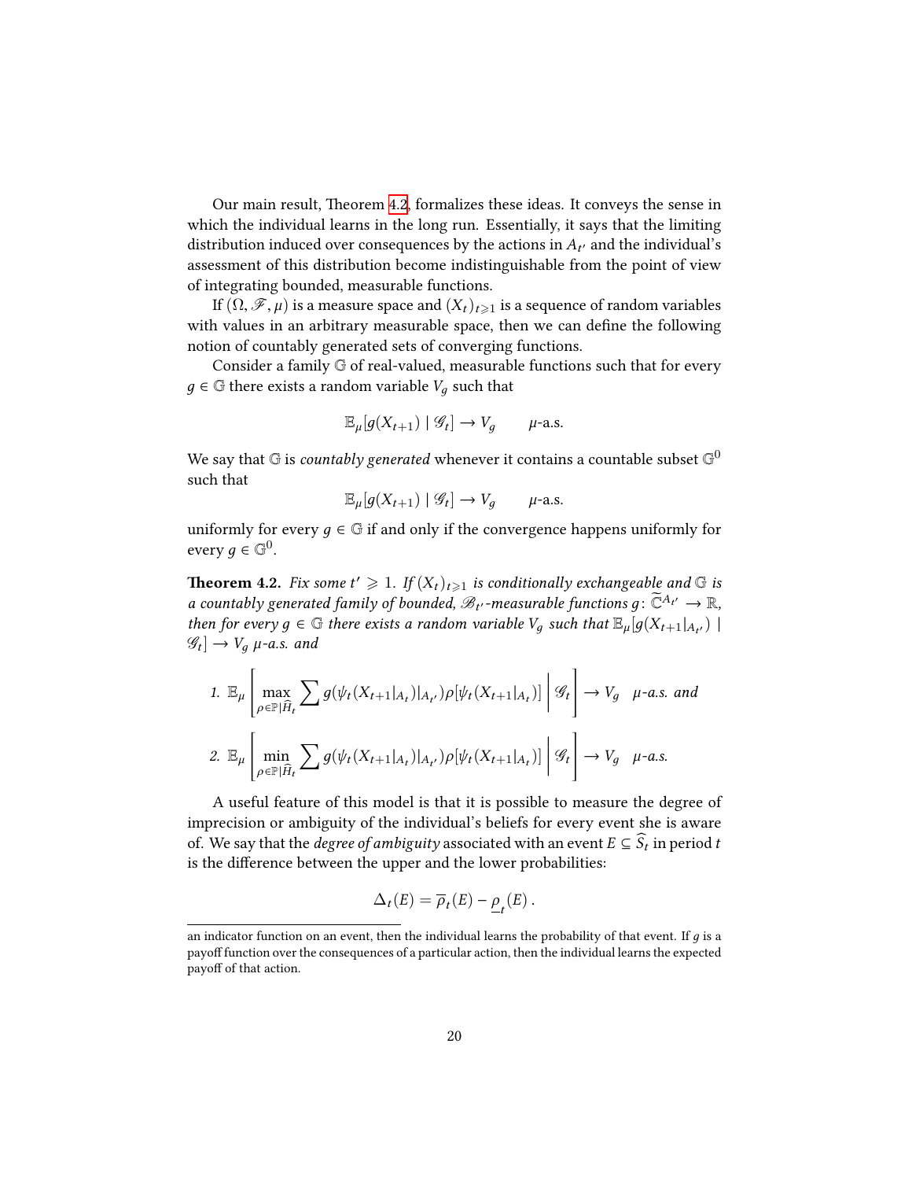Our main result, Theorem 4.2, formalizes these ideas. It conveys the sense in which the individual learns in the long run. Essentially, it says that the limiting distribution induced over consequences by the actions in $A_{t'}$ and the individual's assessment of this distribution become indistinguishable from the point of view of integrating bounded, measurable functions.

If $(\Omega, \mathscr{F}, \mu)$ is a measure space and $(X_t)_{t \geqslant 1}$ is a sequence of random variables with values in an arbitrary measurable space, then we can define the following notion of countably generated sets of converging functions.

Consider a family $\mathbb{G}$ of real-valued, measurable functions such that for every $g \in \mathbb{G}$ there exists a random variable $V_g$ such that

$$\mathbb{E}_\mu[g(X_{t+1}) \mid \mathscr{G}_t] \to V_g \qquad \mu\text{-a.s.}$$

We say that $\mathbb{G}$ is *countably generated* whenever it contains a countable subset $\mathbb{G}^0$ such that

$$\mathbb{E}_\mu[g(X_{t+1}) \mid \mathscr{G}_t] \to V_g \qquad \mu\text{-a.s.}$$

uniformly for every $g \in \mathbb{G}$ if and only if the convergence happens uniformly for every $g \in \mathbb{G}^0$.

**Theorem 4.2.** *Fix some $t' \geqslant 1$. If $(X_t)_{t \geqslant 1}$ is conditionally exchangeable and $\mathbb{G}$ is a countably generated family of bounded, $\mathscr{B}_{t'}$-measurable functions $g \colon \widetilde{\mathbb{C}}^{A_{t'}} \to \mathbb{R}$, then for every $g \in \mathbb{G}$ there exists a random variable $V_g$ such that $\mathbb{E}_\mu[g(X_{t+1}|_{A_{t'}}) \mid \mathscr{G}_t] \to V_g$ $\mu$-a.s. and*

1. $\mathbb{E}_\mu\left[\max\limits_{\rho \in \mathbb{P}|\widehat{H}_t} \sum g(\psi_t(X_{t+1}|_{A_t})|_{A_{t'}})\rho[\psi_t(X_{t+1}|_{A_t})] \,\middle|\, \mathscr{G}_t\right] \to V_g$ *$\mu$-a.s. and*

2. $\mathbb{E}_\mu\left[\min\limits_{\rho \in \mathbb{P}|\widehat{H}_t} \sum g(\psi_t(X_{t+1}|_{A_t})|_{A_{t'}})\rho[\psi_t(X_{t+1}|_{A_t})] \,\middle|\, \mathscr{G}_t\right] \to V_g$ *$\mu$-a.s.*

A useful feature of this model is that it is possible to measure the degree of imprecision or ambiguity of the individual's beliefs for every event she is aware of. We say that the *degree of ambiguity* associated with an event $E \subseteq \widehat{S}_t$ in period $t$ is the difference between the upper and the lower probabilities:

$$\Delta_t(E) = \overline{\rho}_t(E) - \underline{\rho}_t(E)\,.$$

---

an indicator function on an event, then the individual learns the probability of that event. If $g$ is a payoff function over the consequences of a particular action, then the individual learns the expected payoff of that action.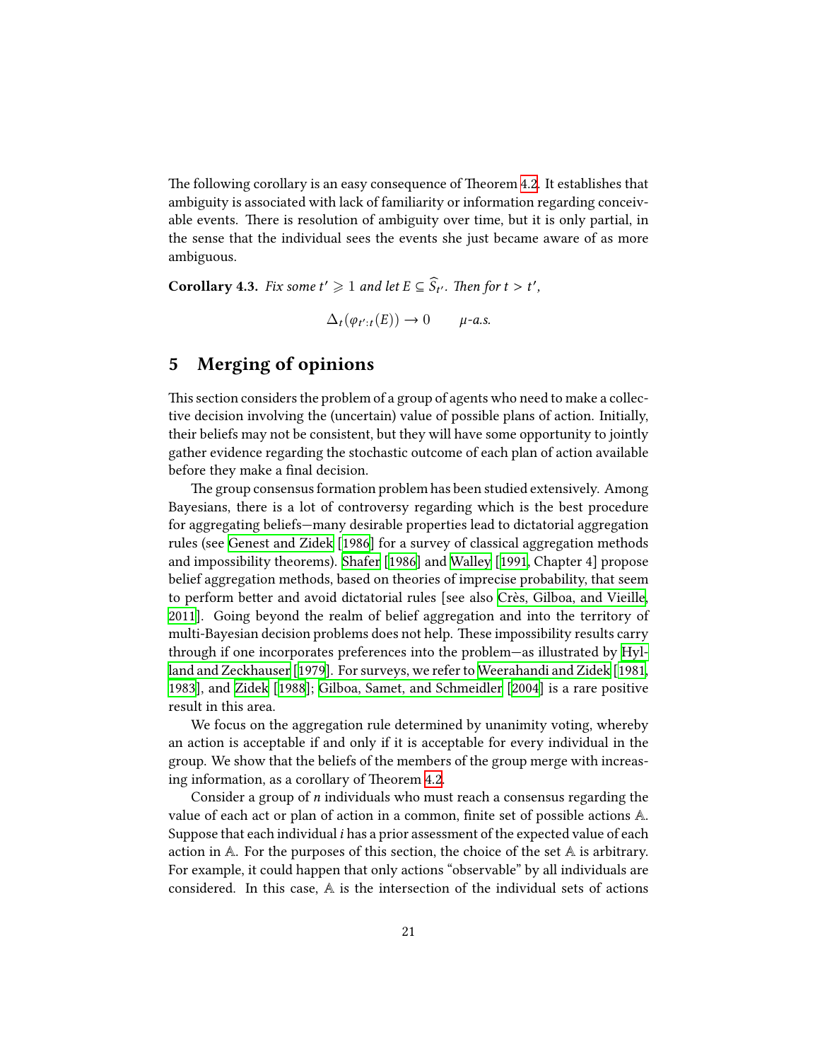The following corollary is an easy consequence of Theorem 4.2. It establishes that ambiguity is associated with lack of familiarity or information regarding conceivable events. There is resolution of ambiguity over time, but it is only partial, in the sense that the individual sees the events she just became aware of as more ambiguous.

**Corollary 4.3.** *Fix some $t' \geqslant 1$ and let $E \subseteq \widehat{S}_{t'}$. Then for $t > t'$,*

$$\Delta_t(\varphi_{t':t}(E)) \to 0 \qquad \mu\text{-a.s.}$$

## 5 Merging of opinions

This section considers the problem of a group of agents who need to make a collective decision involving the (uncertain) value of possible plans of action. Initially, their beliefs may not be consistent, but they will have some opportunity to jointly gather evidence regarding the stochastic outcome of each plan of action available before they make a final decision.

The group consensus formation problem has been studied extensively. Among Bayesians, there is a lot of controversy regarding which is the best procedure for aggregating beliefs—many desirable properties lead to dictatorial aggregation rules (see Genest and Zidek [1986] for a survey of classical aggregation methods and impossibility theorems). Shafer [1986] and Walley [1991, Chapter 4] propose belief aggregation methods, based on theories of imprecise probability, that seem to perform better and avoid dictatorial rules [see also Crès, Gilboa, and Vieille, 2011]. Going beyond the realm of belief aggregation and into the territory of multi-Bayesian decision problems does not help. These impossibility results carry through if one incorporates preferences into the problem—as illustrated by Hylland and Zeckhauser [1979]. For surveys, we refer to Weerahandi and Zidek [1981, 1983], and Zidek [1988]; Gilboa, Samet, and Schmeidler [2004] is a rare positive result in this area.

We focus on the aggregation rule determined by unanimity voting, whereby an action is acceptable if and only if it is acceptable for every individual in the group. We show that the beliefs of the members of the group merge with increasing information, as a corollary of Theorem 4.2.

Consider a group of $n$ individuals who must reach a consensus regarding the value of each act or plan of action in a common, finite set of possible actions $\mathbb{A}$. Suppose that each individual $i$ has a prior assessment of the expected value of each action in $\mathbb{A}$. For the purposes of this section, the choice of the set $\mathbb{A}$ is arbitrary. For example, it could happen that only actions "observable" by all individuals are considered. In this case, $\mathbb{A}$ is the intersection of the individual sets of actions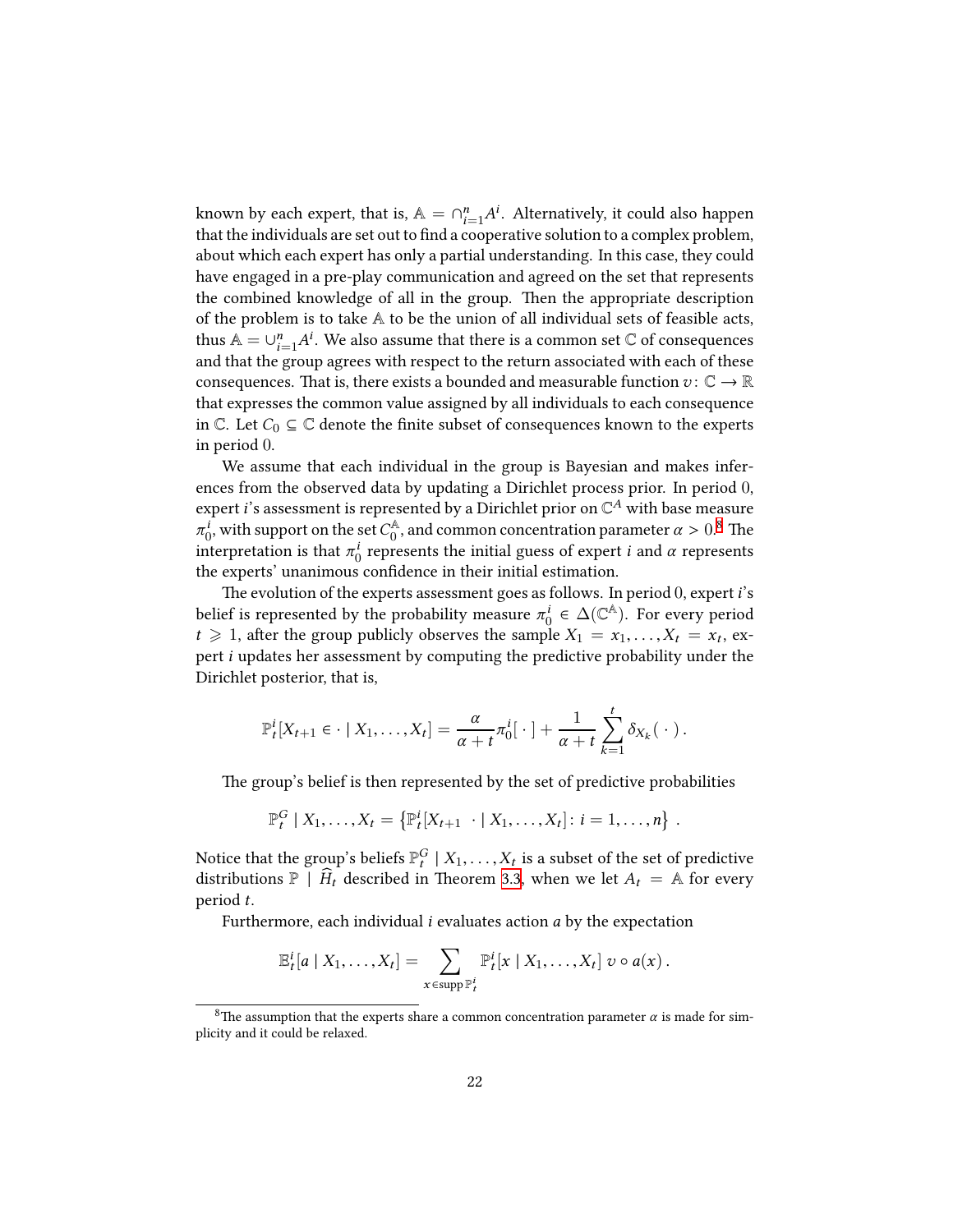known by each expert, that is, $\mathbb{A} = \cap_{i=1}^{n} A^i$. Alternatively, it could also happen that the individuals are set out to find a cooperative solution to a complex problem, about which each expert has only a partial understanding. In this case, they could have engaged in a pre-play communication and agreed on the set that represents the combined knowledge of all in the group. Then the appropriate description of the problem is to take $\mathbb{A}$ to be the union of all individual sets of feasible acts, thus $\mathbb{A} = \cup_{i=1}^{n} A^i$. We also assume that there is a common set $\mathbb{C}$ of consequences and that the group agrees with respect to the return associated with each of these consequences. That is, there exists a bounded and measurable function $v\colon \mathbb{C} \to \mathbb{R}$ that expresses the common value assigned by all individuals to each consequence in $\mathbb{C}$. Let $C_0 \subseteq \mathbb{C}$ denote the finite subset of consequences known to the experts in period 0.

We assume that each individual in the group is Bayesian and makes inferences from the observed data by updating a Dirichlet process prior. In period 0, expert $i$'s assessment is represented by a Dirichlet prior on $\mathbb{C}^A$ with base measure $\pi_0^i$, with support on the set $C_0^{\mathbb{A}}$, and common concentration parameter $\alpha > 0$.[8] The interpretation is that $\pi_0^i$ represents the initial guess of expert $i$ and $\alpha$ represents the experts' unanimous confidence in their initial estimation.

The evolution of the experts assessment goes as follows. In period 0, expert $i$'s belief is represented by the probability measure $\pi_0^i \in \Delta(\mathbb{C}^{\mathbb{A}})$. For every period $t \geqslant 1$, after the group publicly observes the sample $X_1 = x_1, \ldots, X_t = x_t$, expert $i$ updates her assessment by computing the predictive probability under the Dirichlet posterior, that is,

$$\mathbb{P}_t^i[X_{t+1} \in \cdot \mid X_1, \ldots, X_t] = \frac{\alpha}{\alpha + t} \pi_0^i[\,\cdot\,] + \frac{1}{\alpha + t} \sum_{k=1}^{t} \delta_{X_k}(\,\cdot\,)\,.$$

The group's belief is then represented by the set of predictive probabilities

$$\mathbb{P}_t^G \mid X_1, \ldots, X_t = \left\{ \mathbb{P}_t^i[X_{t+1} \ \cdot \mid X_1, \ldots, X_t] \colon i = 1, \ldots, n \right\}\,.$$

Notice that the group's beliefs $\mathbb{P}_t^G \mid X_1, \ldots, X_t$ is a subset of the set of predictive distributions $\mathbb{P} \mid \widehat{H}_t$ described in Theorem 3.3, when we let $A_t = \mathbb{A}$ for every period $t$.

Furthermore, each individual $i$ evaluates action $a$ by the expectation

$$\mathbb{E}_t^i[a \mid X_1, \ldots, X_t] = \sum_{x \in \operatorname{supp} \mathbb{P}_t^i} \mathbb{P}_t^i[x \mid X_1, \ldots, X_t] \ v \circ a(x)\,.$$

[8] The assumption that the experts share a common concentration parameter $\alpha$ is made for simplicity and it could be relaxed.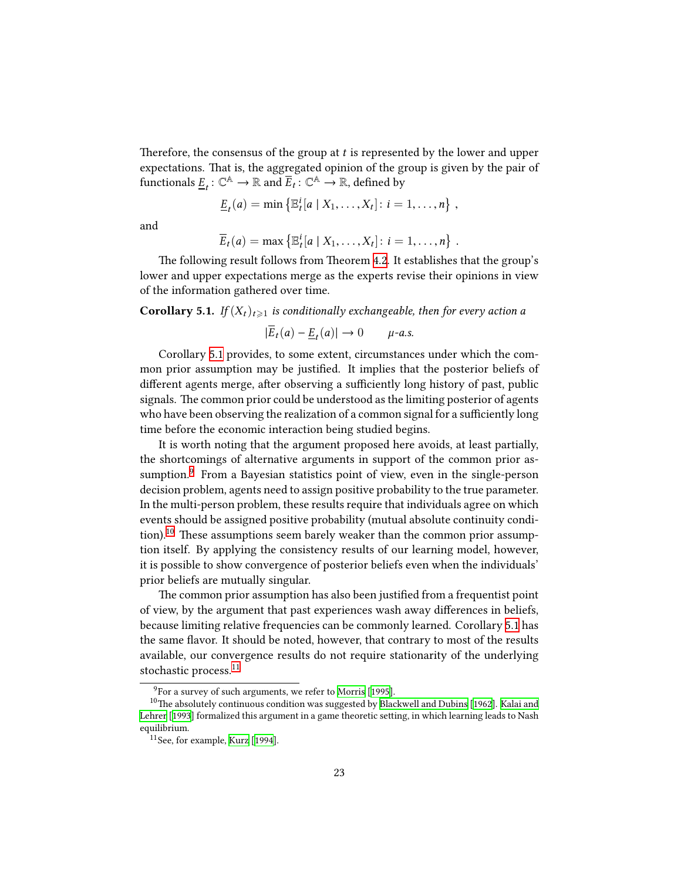Therefore, the consensus of the group at $t$ is represented by the lower and upper expectations. That is, the aggregated opinion of the group is given by the pair of functionals $\underline{E}_t : \mathbb{C}^{\mathbb{A}} \to \mathbb{R}$ and $\overline{E}_t : \mathbb{C}^{\mathbb{A}} \to \mathbb{R}$, defined by

$$\underline{E}_t(a) = \min \left\{ \mathbb{E}_t^i[a \mid X_1, \dots, X_t] : i = 1, \dots, n \right\} ,$$

and

$$\overline{E}_t(a) = \max \left\{ \mathbb{E}_t^i[a \mid X_1, \dots, X_t] : i = 1, \dots, n \right\} .$$

The following result follows from Theorem 4.2. It establishes that the group's lower and upper expectations merge as the experts revise their opinions in view of the information gathered over time.

**Corollary 5.1.** *If $(X_t)_{t \geqslant 1}$ is conditionally exchangeable, then for every action $a$*

$$|\overline{E}_t(a) - \underline{E}_t(a)| \to 0 \qquad \mu\text{-a.s.}$$

Corollary 5.1 provides, to some extent, circumstances under which the common prior assumption may be justified. It implies that the posterior beliefs of different agents merge, after observing a sufficiently long history of past, public signals. The common prior could be understood as the limiting posterior of agents who have been observing the realization of a common signal for a sufficiently long time before the economic interaction being studied begins.

It is worth noting that the argument proposed here avoids, at least partially, the shortcomings of alternative arguments in support of the common prior assumption.[9] From a Bayesian statistics point of view, even in the single-person decision problem, agents need to assign positive probability to the true parameter. In the multi-person problem, these results require that individuals agree on which events should be assigned positive probability (mutual absolute continuity condition).[10] These assumptions seem barely weaker than the common prior assumption itself. By applying the consistency results of our learning model, however, it is possible to show convergence of posterior beliefs even when the individuals' prior beliefs are mutually singular.

The common prior assumption has also been justified from a frequentist point of view, by the argument that past experiences wash away differences in beliefs, because limiting relative frequencies can be commonly learned. Corollary 5.1 has the same flavor. It should be noted, however, that contrary to most of the results available, our convergence results do not require stationarity of the underlying stochastic process.[11]

---

[9] For a survey of such arguments, we refer to Morris [1995].

[10] The absolutely continuous condition was suggested by Blackwell and Dubins [1962]. Kalai and Lehrer [1993] formalized this argument in a game theoretic setting, in which learning leads to Nash equilibrium.

[11] See, for example, Kurz [1994].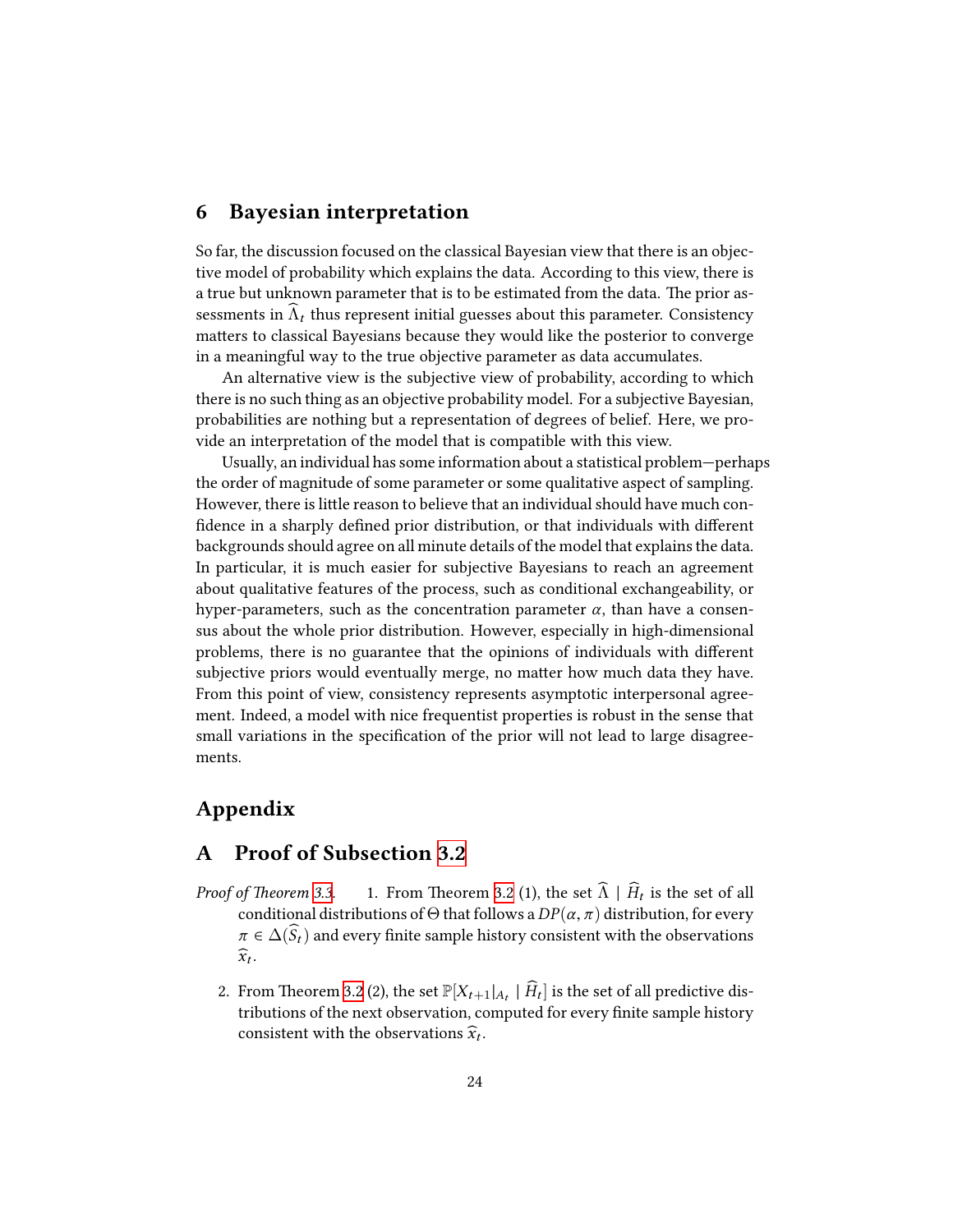## 6 Bayesian interpretation

So far, the discussion focused on the classical Bayesian view that there is an objective model of probability which explains the data. According to this view, there is a true but unknown parameter that is to be estimated from the data. The prior assessments in $\widehat{\Lambda}_t$ thus represent initial guesses about this parameter. Consistency matters to classical Bayesians because they would like the posterior to converge in a meaningful way to the true objective parameter as data accumulates.

An alternative view is the subjective view of probability, according to which there is no such thing as an objective probability model. For a subjective Bayesian, probabilities are nothing but a representation of degrees of belief. Here, we provide an interpretation of the model that is compatible with this view.

Usually, an individual has some information about a statistical problem—perhaps the order of magnitude of some parameter or some qualitative aspect of sampling. However, there is little reason to believe that an individual should have much confidence in a sharply defined prior distribution, or that individuals with different backgrounds should agree on all minute details of the model that explains the data. In particular, it is much easier for subjective Bayesians to reach an agreement about qualitative features of the process, such as conditional exchangeability, or hyper-parameters, such as the concentration parameter $\alpha$, than have a consensus about the whole prior distribution. However, especially in high-dimensional problems, there is no guarantee that the opinions of individuals with different subjective priors would eventually merge, no matter how much data they have. From this point of view, consistency represents asymptotic interpersonal agreement. Indeed, a model with nice frequentist properties is robust in the sense that small variations in the specification of the prior will not lead to large disagreements.

# Appendix

## A Proof of Subsection 3.2

*Proof of Theorem 3.3.*

1. From Theorem 3.2 (1), the set $\widehat{\Lambda} \mid \widehat{H}_t$ is the set of all conditional distributions of $\Theta$ that follows a $DP(\alpha, \pi)$ distribution, for every $\pi \in \Delta(\widehat{S}_t)$ and every finite sample history consistent with the observations $\widehat{x}_t$.

2. From Theorem 3.2 (2), the set $\mathbb{P}[X_{t+1}|_{A_t} \mid \widehat{H}_t]$ is the set of all predictive distributions of the next observation, computed for every finite sample history consistent with the observations $\widehat{x}_t$.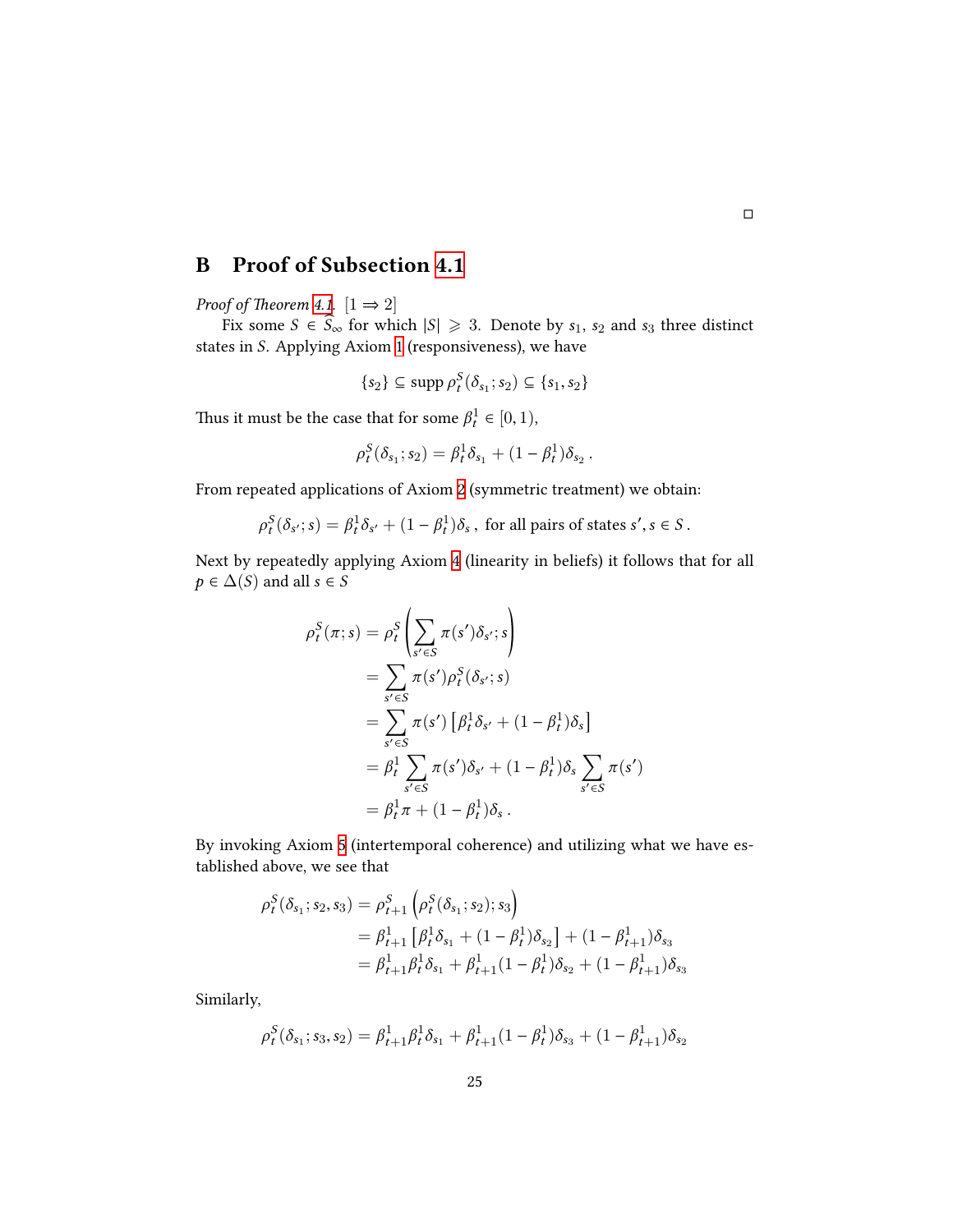□

## B Proof of Subsection 4.1

*Proof of Theorem 4.1.* [1 ⇒ 2]

Fix some $S \in \mathcal{S}_\infty$ for which $|S| \geqslant 3$. Denote by $s_1$, $s_2$ and $s_3$ three distinct states in $S$. Applying Axiom 1 (responsiveness), we have

$$\{s_2\} \subseteq \operatorname{supp} \rho_t^S(\delta_{s_1}; s_2) \subseteq \{s_1, s_2\}$$

Thus it must be the case that for some $\beta_t^1 \in [0, 1)$,

$$\rho_t^S(\delta_{s_1}; s_2) = \beta_t^1 \delta_{s_1} + (1 - \beta_t^1)\delta_{s_2} .$$

From repeated applications of Axiom 2 (symmetric treatment) we obtain:

$$\rho_t^S(\delta_{s'}; s) = \beta_t^1 \delta_{s'} + (1 - \beta_t^1)\delta_s \text{ , for all pairs of states } s', s \in S .$$

Next by repeatedly applying Axiom 4 (linearity in beliefs) it follows that for all $p \in \Delta(S)$ and all $s \in S$

$$\begin{aligned}
\rho_t^S(\pi; s) &= \rho_t^S\left(\sum_{s' \in S} \pi(s')\delta_{s'}; s\right) \\
&= \sum_{s' \in S} \pi(s')\rho_t^S(\delta_{s'}; s) \\
&= \sum_{s' \in S} \pi(s') \left[\beta_t^1 \delta_{s'} + (1 - \beta_t^1)\delta_s\right] \\
&= \beta_t^1 \sum_{s' \in S} \pi(s')\delta_{s'} + (1 - \beta_t^1)\delta_s \sum_{s' \in S} \pi(s') \\
&= \beta_t^1 \pi + (1 - \beta_t^1)\delta_s .
\end{aligned}$$

By invoking Axiom 5 (intertemporal coherence) and utilizing what we have established above, we see that

$$\begin{aligned}
\rho_t^S(\delta_{s_1}; s_2, s_3) &= \rho_{t+1}^S\left(\rho_t^S(\delta_{s_1}; s_2); s_3\right) \\
&= \beta_{t+1}^1 \left[\beta_t^1 \delta_{s_1} + (1 - \beta_t^1)\delta_{s_2}\right] + (1 - \beta_{t+1}^1)\delta_{s_3} \\
&= \beta_{t+1}^1 \beta_t^1 \delta_{s_1} + \beta_{t+1}^1 (1 - \beta_t^1)\delta_{s_2} + (1 - \beta_{t+1}^1)\delta_{s_3}
\end{aligned}$$

Similarly,

$$\rho_t^S(\delta_{s_1}; s_3, s_2) = \beta_{t+1}^1 \beta_t^1 \delta_{s_1} + \beta_{t+1}^1 (1 - \beta_t^1)\delta_{s_3} + (1 - \beta_{t+1}^1)\delta_{s_2}$$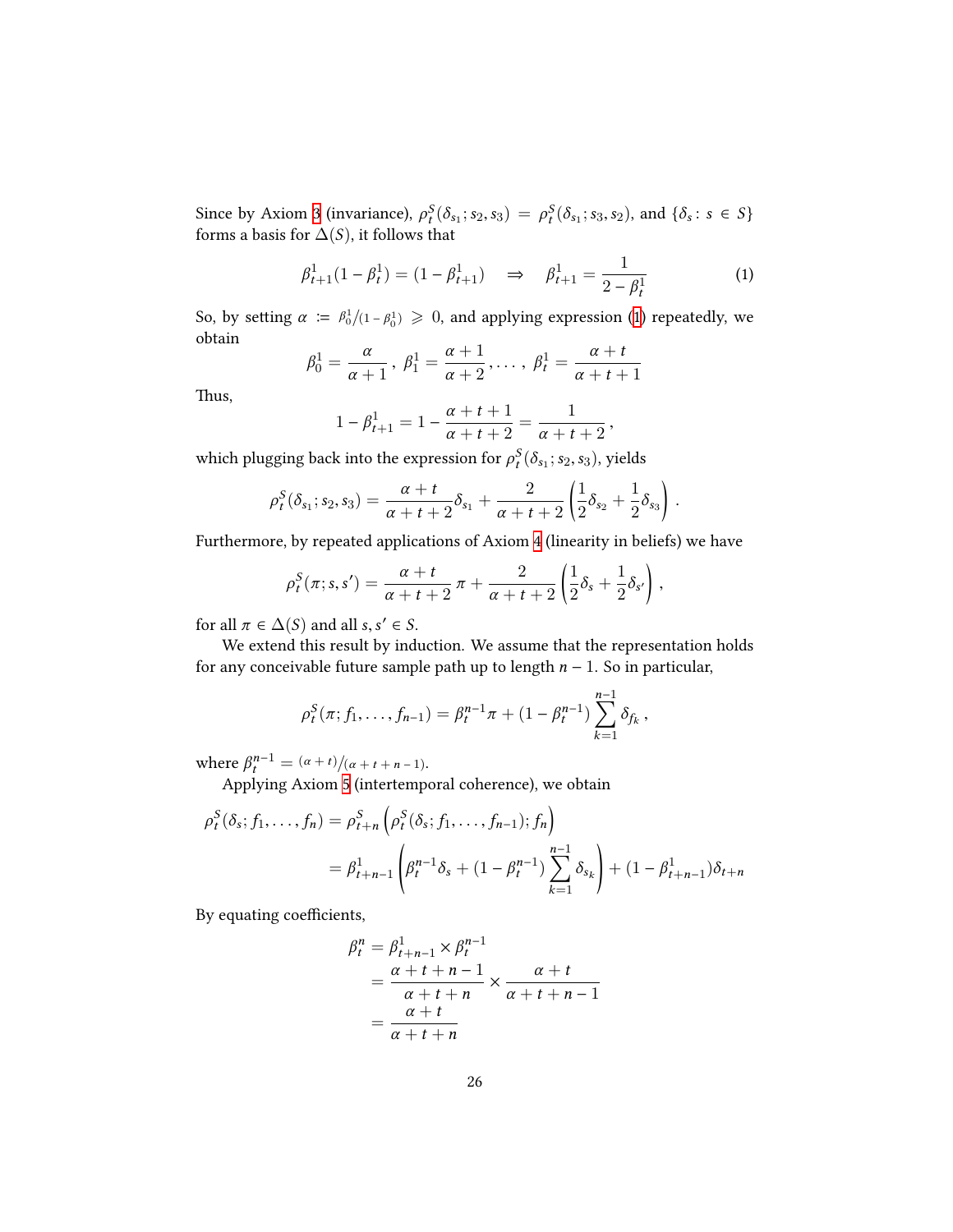Since by Axiom 3 (invariance), $\rho_t^S(\delta_{s_1}; s_2, s_3) = \rho_t^S(\delta_{s_1}; s_3, s_2)$, and $\{\delta_s : s \in S\}$ forms a basis for $\Delta(S)$, it follows that

$$\beta_{t+1}^1(1-\beta_t^1) = (1-\beta_{t+1}^1) \quad \Rightarrow \quad \beta_{t+1}^1 = \frac{1}{2-\beta_t^1} \tag{1}$$

So, by setting $\alpha := \beta_0^1/(1-\beta_0^1) \geqslant 0$, and applying expression (1) repeatedly, we obtain

$$\beta_0^1 = \frac{\alpha}{\alpha+1}\,,\ \beta_1^1 = \frac{\alpha+1}{\alpha+2}, \ldots,\ \beta_t^1 = \frac{\alpha+t}{\alpha+t+1}$$

Thus,

$$1-\beta_{t+1}^1 = 1 - \frac{\alpha+t+1}{\alpha+t+2} = \frac{1}{\alpha+t+2}\,,$$

which plugging back into the expression for $\rho_t^S(\delta_{s_1}; s_2, s_3)$, yields

$$\rho_t^S(\delta_{s_1}; s_2, s_3) = \frac{\alpha+t}{\alpha+t+2}\delta_{s_1} + \frac{2}{\alpha+t+2}\left(\frac{1}{2}\delta_{s_2} + \frac{1}{2}\delta_{s_3}\right).$$

Furthermore, by repeated applications of Axiom 4 (linearity in beliefs) we have

$$\rho_t^S(\pi; s, s') = \frac{\alpha+t}{\alpha+t+2}\,\pi + \frac{2}{\alpha+t+2}\left(\frac{1}{2}\delta_s + \frac{1}{2}\delta_{s'}\right),$$

for all $\pi \in \Delta(S)$ and all $s, s' \in S$.

We extend this result by induction. We assume that the representation holds for any conceivable future sample path up to length $n-1$. So in particular,

$$\rho_t^S(\pi; f_1, \ldots, f_{n-1}) = \beta_t^{n-1}\pi + (1-\beta_t^{n-1})\sum_{k=1}^{n-1}\delta_{f_k}\,,$$

where $\beta_t^{n-1} = (\alpha+t)/(\alpha+t+n-1)$.

Applying Axiom 5 (intertemporal coherence), we obtain

$$\begin{aligned}
\rho_t^S(\delta_s; f_1, \ldots, f_n) &= \rho_{t+n}^S\left(\rho_t^S(\delta_s; f_1, \ldots, f_{n-1}); f_n\right) \\
&= \beta_{t+n-1}^1\left(\beta_t^{n-1}\delta_s + (1-\beta_t^{n-1})\sum_{k=1}^{n-1}\delta_{s_k}\right) + (1-\beta_{t+n-1}^1)\delta_{t+n}
\end{aligned}$$

By equating coefficients,

$$\begin{aligned}
\beta_t^n &= \beta_{t+n-1}^1 \times \beta_t^{n-1} \\
&= \frac{\alpha+t+n-1}{\alpha+t+n} \times \frac{\alpha+t}{\alpha+t+n-1} \\
&= \frac{\alpha+t}{\alpha+t+n}
\end{aligned}$$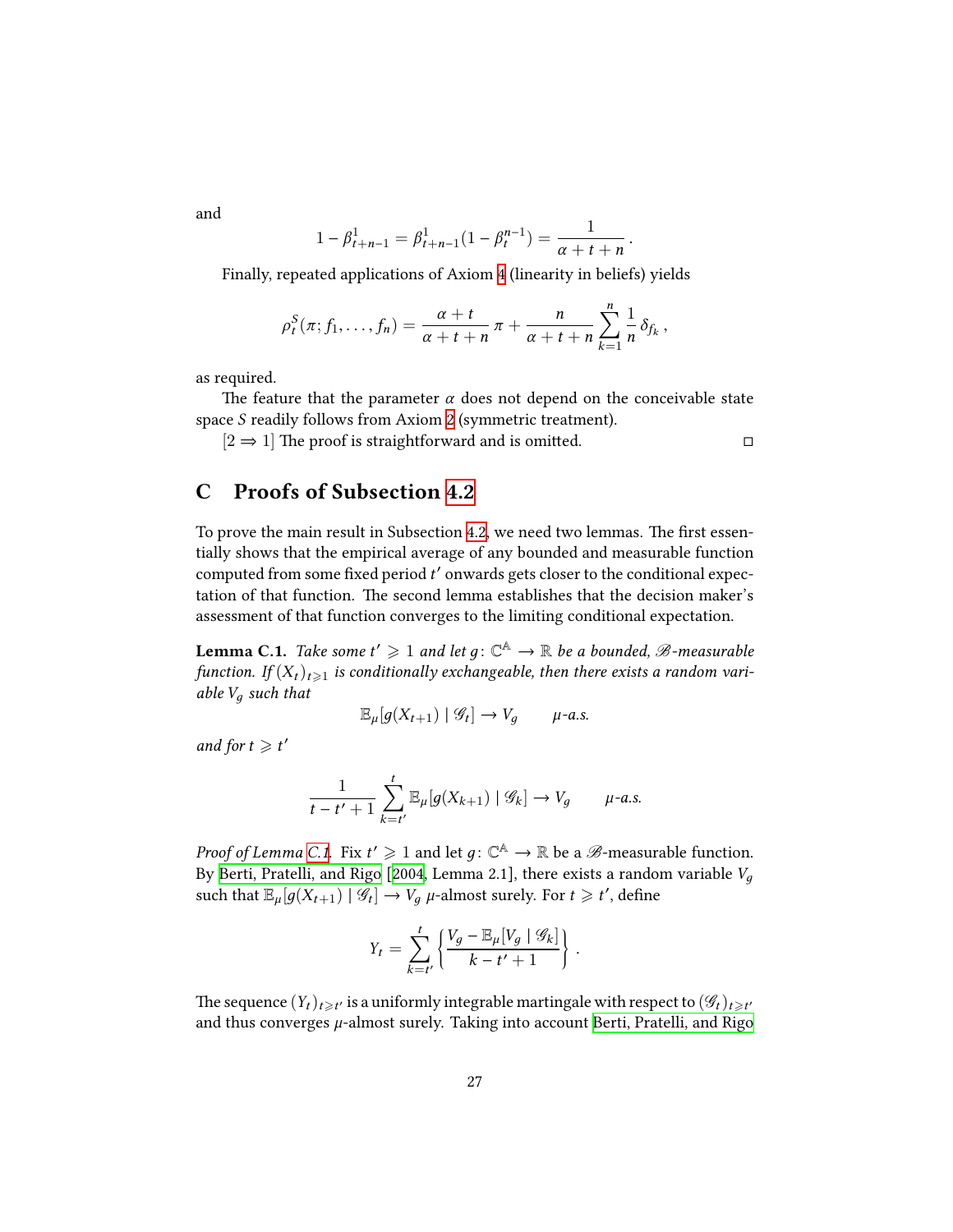and

$$1 - \beta^1_{t+n-1} = \beta^1_{t+n-1}(1 - \beta^{n-1}_t) = \frac{1}{\alpha + t + n}\,.$$

Finally, repeated applications of Axiom 4 (linearity in beliefs) yields

$$\rho^S_t(\pi; f_1, \ldots, f_n) = \frac{\alpha + t}{\alpha + t + n}\,\pi + \frac{n}{\alpha + t + n}\sum_{k=1}^{n}\frac{1}{n}\,\delta_{f_k}\,,$$

as required.

The feature that the parameter $\alpha$ does not depend on the conceivable state space $S$ readily follows from Axiom 2 (symmetric treatment).

[$2 \Rightarrow 1$] The proof is straightforward and is omitted. $\square$

## C Proofs of Subsection 4.2

To prove the main result in Subsection 4.2, we need two lemmas. The first essentially shows that the empirical average of any bounded and measurable function computed from some fixed period $t'$ onwards gets closer to the conditional expectation of that function. The second lemma establishes that the decision maker's assessment of that function converges to the limiting conditional expectation.

**Lemma C.1.** *Take some $t' \geqslant 1$ and let $g \colon \mathbb{C}^{\mathbb{A}} \to \mathbb{R}$ be a bounded, $\mathscr{B}$-measurable function. If $(X_t)_{t\geqslant 1}$ is conditionally exchangeable, then there exists a random variable $V_g$ such that*

$$\mathbb{E}_\mu[g(X_{t+1}) \mid \mathscr{G}_t] \to V_g \qquad \mu\text{-a.s.}$$

*and for $t \geqslant t'$*

$$\frac{1}{t - t' + 1}\sum_{k=t'}^{t}\mathbb{E}_\mu[g(X_{k+1}) \mid \mathscr{G}_k] \to V_g \qquad \mu\text{-a.s.}$$

*Proof of Lemma C.1.* Fix $t' \geqslant 1$ and let $g \colon \mathbb{C}^{\mathbb{A}} \to \mathbb{R}$ be a $\mathscr{B}$-measurable function. By Berti, Pratelli, and Rigo [2004, Lemma 2.1], there exists a random variable $V_g$ such that $\mathbb{E}_\mu[g(X_{t+1}) \mid \mathscr{G}_t] \to V_g$ $\mu$-almost surely. For $t \geqslant t'$, define

$$Y_t = \sum_{k=t'}^{t}\left\{\frac{V_g - \mathbb{E}_\mu[V_g \mid \mathscr{G}_k]}{k - t' + 1}\right\}.$$

The sequence $(Y_t)_{t\geqslant t'}$ is a uniformly integrable martingale with respect to $(\mathscr{G}_t)_{t\geqslant t'}$ and thus converges $\mu$-almost surely. Taking into account Berti, Pratelli, and Rigo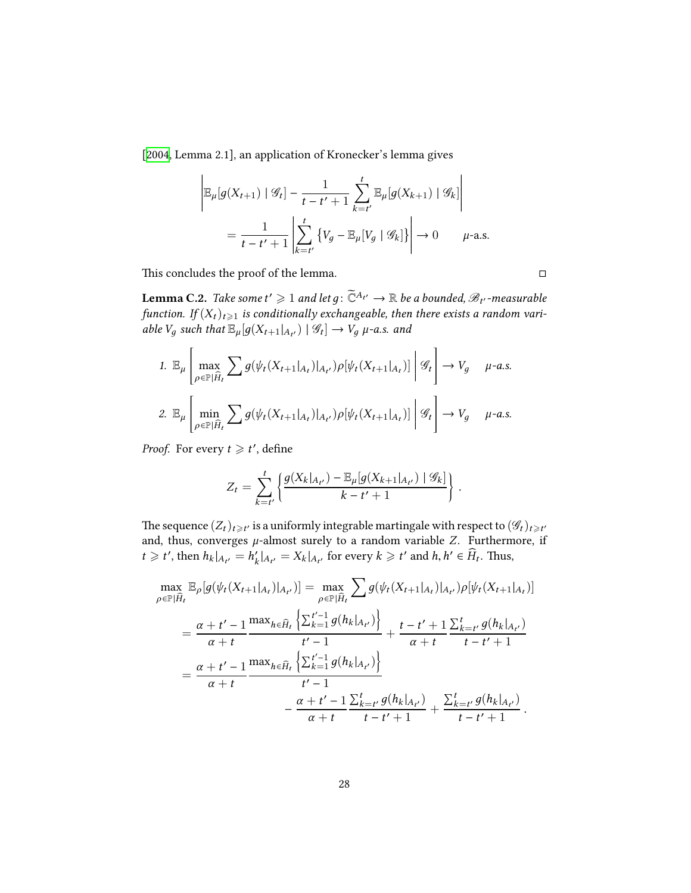[2004, Lemma 2.1], an application of Kronecker's lemma gives

$$
\begin{aligned}
&\left| \mathbb{E}_\mu[g(X_{t+1}) \mid \mathscr{G}_t] - \frac{1}{t-t'+1} \sum_{k=t'}^{t} \mathbb{E}_\mu[g(X_{k+1}) \mid \mathscr{G}_k] \right| \\
&\qquad = \frac{1}{t-t'+1} \left| \sum_{k=t'}^{t} \left\{ V_g - \mathbb{E}_\mu[V_g \mid \mathscr{G}_k] \right\} \right| \to 0 \qquad \mu\text{-a.s.}
\end{aligned}
$$

This concludes the proof of the lemma. □

**Lemma C.2.** *Take some $t' \geqslant 1$ and let $g \colon \widetilde{\mathbb{C}}^{A_{t'}} \to \mathbb{R}$ be a bounded, $\mathscr{B}_{t'}$-measurable function. If $(X_t)_{t \geqslant 1}$ is conditionally exchangeable, then there exists a random variable $V_g$ such that $\mathbb{E}_\mu[g(X_{t+1}|_{A_{t'}}) \mid \mathscr{G}_t] \to V_g$ $\mu$-a.s. and*

1. $$\mathbb{E}_\mu \left[ \max_{\rho \in \mathbb{P}|\widehat{H}_t} \sum g(\psi_t(X_{t+1}|_{A_t})|_{A_{t'}}) \rho[\psi_t(X_{t+1}|_{A_t})] \;\middle|\; \mathscr{G}_t \right] \to V_g \quad \mu\text{-a.s.}$$
2. $$\mathbb{E}_\mu \left[ \min_{\rho \in \mathbb{P}|\widehat{H}_t} \sum g(\psi_t(X_{t+1}|_{A_t})|_{A_{t'}}) \rho[\psi_t(X_{t+1}|_{A_t})] \;\middle|\; \mathscr{G}_t \right] \to V_g \quad \mu\text{-a.s.}$$

*Proof.* For every $t \geqslant t'$, define

$$
Z_t = \sum_{k=t'}^{t} \left\{ \frac{g(X_k|_{A_{t'}}) - \mathbb{E}_\mu[g(X_{k+1}|_{A_{t'}}) \mid \mathscr{G}_k]}{k-t'+1} \right\}.
$$

The sequence $(Z_t)_{t \geqslant t'}$ is a uniformly integrable martingale with respect to $(\mathscr{G}_t)_{t \geqslant t'}$ and, thus, converges $\mu$-almost surely to a random variable $Z$. Furthermore, if $t \geqslant t'$, then $h_k|_{A_{t'}} = h'_k|_{A_{t'}} = X_k|_{A_{t'}}$ for every $k \geqslant t'$ and $h, h' \in \widehat{H}_t$. Thus,

$$
\begin{aligned}
\max_{\rho \in \mathbb{P}|\widehat{H}_t} \mathbb{E}_\rho[g(\psi_t(X_{t+1}|_{A_t})|_{A_{t'}})] &= \max_{\rho \in \mathbb{P}|\widehat{H}_t} \sum g(\psi_t(X_{t+1}|_{A_t})|_{A_{t'}}) \rho[\psi_t(X_{t+1}|_{A_t})] \\
&= \frac{\alpha + t' - 1}{\alpha + t} \frac{\max_{h \in \widehat{H}_t} \left\{ \sum_{k=1}^{t'-1} g(h_k|_{A_{t'}}) \right\}}{t'-1} + \frac{t-t'+1}{\alpha+t} \frac{\sum_{k=t'}^{t} g(h_k|_{A_{t'}})}{t-t'+1} \\
&= \frac{\alpha + t' - 1}{\alpha + t} \frac{\max_{h \in \widehat{H}_t} \left\{ \sum_{k=1}^{t'-1} g(h_k|_{A_{t'}}) \right\}}{t'-1} \\
&\qquad - \frac{\alpha + t' - 1}{\alpha + t} \frac{\sum_{k=t'}^{t} g(h_k|_{A_{t'}})}{t-t'+1} + \frac{\sum_{k=t'}^{t} g(h_k|_{A_{t'}})}{t-t'+1}.
\end{aligned}
$$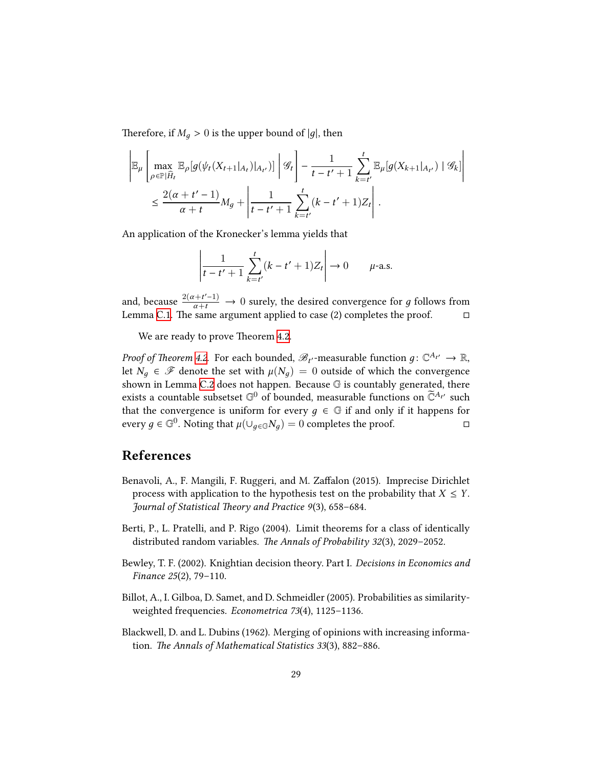Therefore, if $M_g > 0$ is the upper bound of $|g|$, then

$$
\left| \mathbb{E}_\mu \left[ \max_{\rho \in \mathbb{P}|\widehat{H}_t} \mathbb{E}_\rho[g(\psi_t(X_{t+1}|_{A_t})|_{A_{t'}})] \;\middle|\; \mathscr{G}_t \right] - \frac{1}{t-t'+1} \sum_{k=t'}^{t} \mathbb{E}_\mu[g(X_{k+1}|_{A_{t'}}) \mid \mathscr{G}_k] \right|
$$
$$
\leq \frac{2(\alpha + t' - 1)}{\alpha + t} M_g + \left| \frac{1}{t-t'+1} \sum_{k=t'}^{t} (k - t' + 1) Z_t \right| .
$$

An application of the Kronecker's lemma yields that

$$
\left| \frac{1}{t-t'+1} \sum_{k=t'}^{t} (k - t' + 1) Z_t \right| \to 0 \qquad \mu\text{-a.s.}
$$

and, because $\frac{2(\alpha+t'-1)}{\alpha+t} \to 0$ surely, the desired convergence for $g$ follows from Lemma C.1. The same argument applied to case (2) completes the proof. ◻

We are ready to prove Theorem 4.2.

*Proof of Theorem 4.2.* For each bounded, $\mathscr{B}_{t'}$-measurable function $g\colon \mathbb{C}^{A_{t'}} \to \mathbb{R}$, let $N_g \in \mathscr{F}$ denote the set with $\mu(N_g) = 0$ outside of which the convergence shown in Lemma C.2 does not happen. Because $\mathbb{G}$ is countably generated, there exists a countable subsetset $\mathbb{G}^0$ of bounded, measurable functions on $\widetilde{\mathbb{C}}^{A_{t'}}$ such that the convergence is uniform for every $g \in \mathbb{G}$ if and only if it happens for every $g \in \mathbb{G}^0$. Noting that $\mu(\cup_{g \in \mathbb{G}} N_g) = 0$ completes the proof. ◻

# References

Benavoli, A., F. Mangili, F. Ruggeri, and M. Zaffalon (2015). Imprecise Dirichlet process with application to the hypothesis test on the probability that $X \leq Y$. *Journal of Statistical Theory and Practice 9*(3), 658–684.

Berti, P., L. Pratelli, and P. Rigo (2004). Limit theorems for a class of identically distributed random variables. *The Annals of Probability 32*(3), 2029–2052.

Bewley, T. F. (2002). Knightian decision theory. Part I. *Decisions in Economics and Finance 25*(2), 79–110.

Billot, A., I. Gilboa, D. Samet, and D. Schmeidler (2005). Probabilities as similarity-weighted frequencies. *Econometrica 73*(4), 1125–1136.

Blackwell, D. and L. Dubins (1962). Merging of opinions with increasing information. *The Annals of Mathematical Statistics 33*(3), 882–886.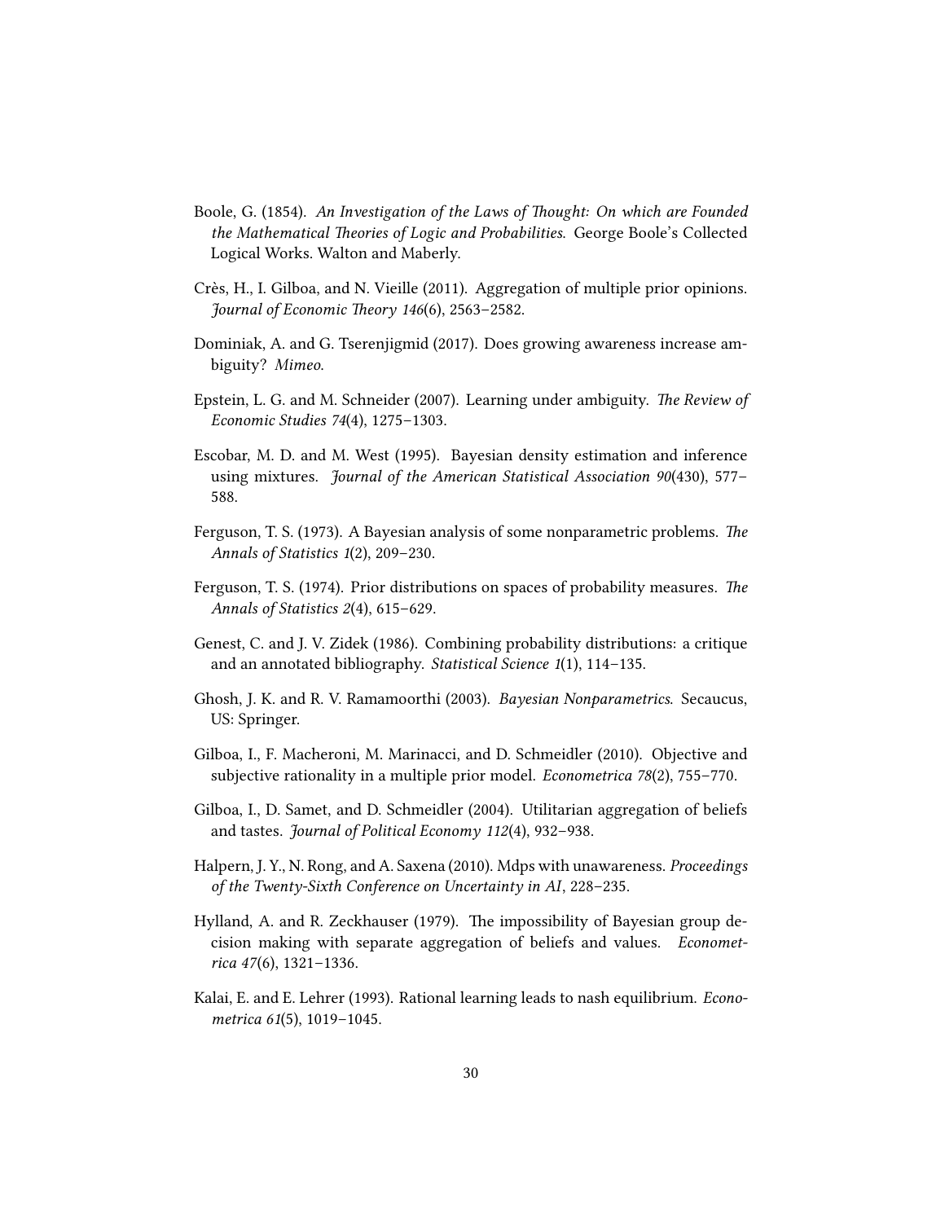Boole, G. (1854). *An Investigation of the Laws of Thought: On which are Founded the Mathematical Theories of Logic and Probabilities.* George Boole's Collected Logical Works. Walton and Maberly.

Crès, H., I. Gilboa, and N. Vieille (2011). Aggregation of multiple prior opinions. *Journal of Economic Theory 146*(6), 2563–2582.

Dominiak, A. and G. Tserenjigmid (2017). Does growing awareness increase ambiguity? *Mimeo*.

Epstein, L. G. and M. Schneider (2007). Learning under ambiguity. *The Review of Economic Studies 74*(4), 1275–1303.

Escobar, M. D. and M. West (1995). Bayesian density estimation and inference using mixtures. *Journal of the American Statistical Association 90*(430), 577–588.

Ferguson, T. S. (1973). A Bayesian analysis of some nonparametric problems. *The Annals of Statistics 1*(2), 209–230.

Ferguson, T. S. (1974). Prior distributions on spaces of probability measures. *The Annals of Statistics 2*(4), 615–629.

Genest, C. and J. V. Zidek (1986). Combining probability distributions: a critique and an annotated bibliography. *Statistical Science 1*(1), 114–135.

Ghosh, J. K. and R. V. Ramamoorthi (2003). *Bayesian Nonparametrics.* Secaucus, US: Springer.

Gilboa, I., F. Macheroni, M. Marinacci, and D. Schmeidler (2010). Objective and subjective rationality in a multiple prior model. *Econometrica 78*(2), 755–770.

Gilboa, I., D. Samet, and D. Schmeidler (2004). Utilitarian aggregation of beliefs and tastes. *Journal of Political Economy 112*(4), 932–938.

Halpern, J. Y., N. Rong, and A. Saxena (2010). Mdps with unawareness. *Proceedings of the Twenty-Sixth Conference on Uncertainty in AI*, 228–235.

Hylland, A. and R. Zeckhauser (1979). The impossibility of Bayesian group decision making with separate aggregation of beliefs and values. *Econometrica 47*(6), 1321–1336.

Kalai, E. and E. Lehrer (1993). Rational learning leads to nash equilibrium. *Econometrica 61*(5), 1019–1045.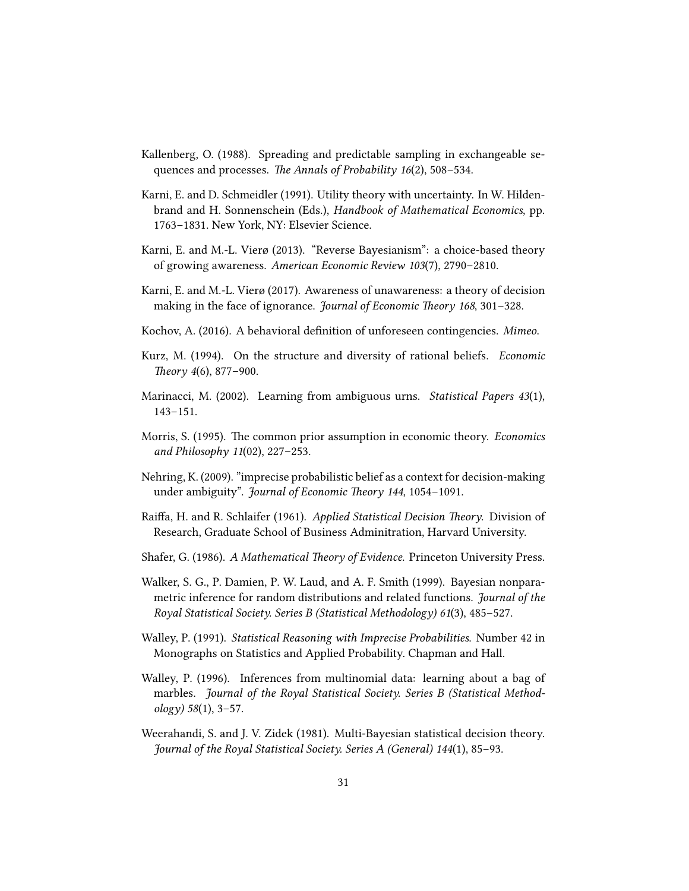Kallenberg, O. (1988). Spreading and predictable sampling in exchangeable sequences and processes. *The Annals of Probability 16*(2), 508–534.

Karni, E. and D. Schmeidler (1991). Utility theory with uncertainty. In W. Hildenbrand and H. Sonnenschein (Eds.), *Handbook of Mathematical Economics*, pp. 1763–1831. New York, NY: Elsevier Science.

Karni, E. and M.-L. Vierø (2013). "Reverse Bayesianism": a choice-based theory of growing awareness. *American Economic Review 103*(7), 2790–2810.

Karni, E. and M.-L. Vierø (2017). Awareness of unawareness: a theory of decision making in the face of ignorance. *Journal of Economic Theory 168*, 301–328.

Kochov, A. (2016). A behavioral definition of unforeseen contingencies. *Mimeo.*

Kurz, M. (1994). On the structure and diversity of rational beliefs. *Economic Theory 4*(6), 877–900.

Marinacci, M. (2002). Learning from ambiguous urns. *Statistical Papers 43*(1), 143–151.

Morris, S. (1995). The common prior assumption in economic theory. *Economics and Philosophy 11*(02), 227–253.

Nehring, K. (2009). "imprecise probabilistic belief as a context for decision-making under ambiguity". *Journal of Economic Theory 144*, 1054–1091.

Raiffa, H. and R. Schlaifer (1961). *Applied Statistical Decision Theory.* Division of Research, Graduate School of Business Adminitration, Harvard University.

Shafer, G. (1986). *A Mathematical Theory of Evidence.* Princeton University Press.

Walker, S. G., P. Damien, P. W. Laud, and A. F. Smith (1999). Bayesian nonparametric inference for random distributions and related functions. *Journal of the Royal Statistical Society. Series B (Statistical Methodology) 61*(3), 485–527.

Walley, P. (1991). *Statistical Reasoning with Imprecise Probabilities.* Number 42 in Monographs on Statistics and Applied Probability. Chapman and Hall.

Walley, P. (1996). Inferences from multinomial data: learning about a bag of marbles. *Journal of the Royal Statistical Society. Series B (Statistical Methodology) 58*(1), 3–57.

Weerahandi, S. and J. V. Zidek (1981). Multi-Bayesian statistical decision theory. *Journal of the Royal Statistical Society. Series A (General) 144*(1), 85–93.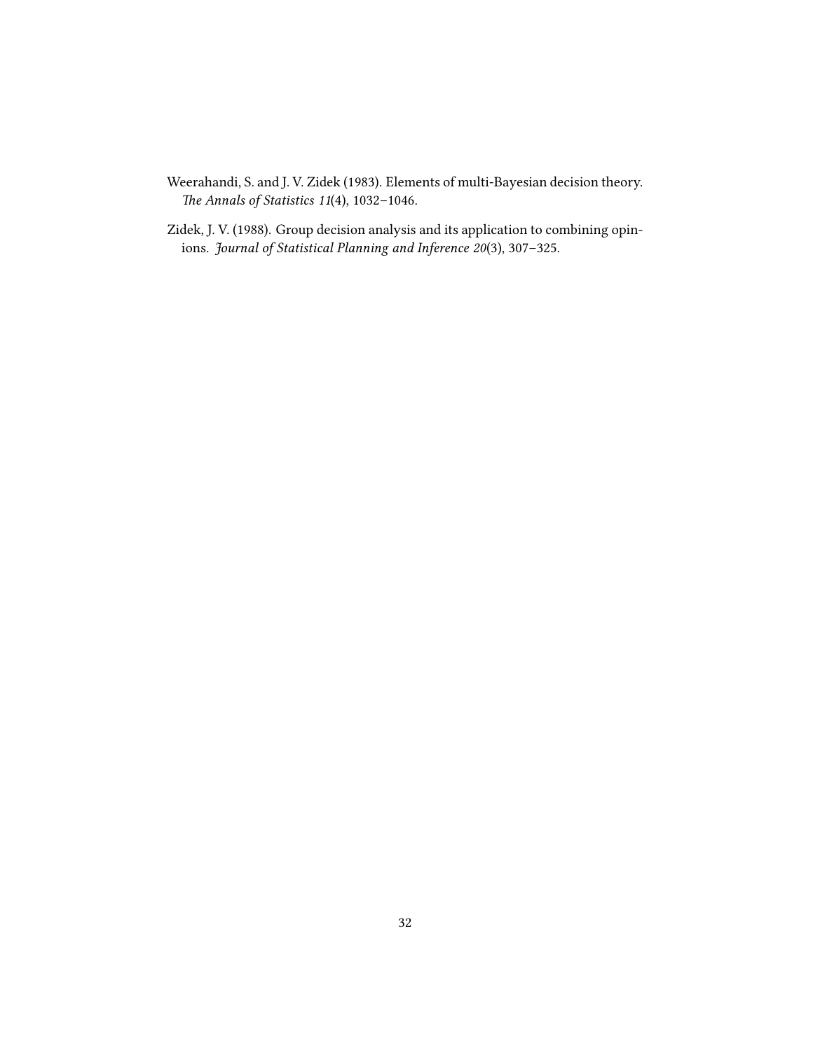Weerahandi, S. and J. V. Zidek (1983). Elements of multi-Bayesian decision theory. *The Annals of Statistics 11*(4), 1032–1046.

Zidek, J. V. (1988). Group decision analysis and its application to combining opinions. *Journal of Statistical Planning and Inference 20*(3), 307–325.